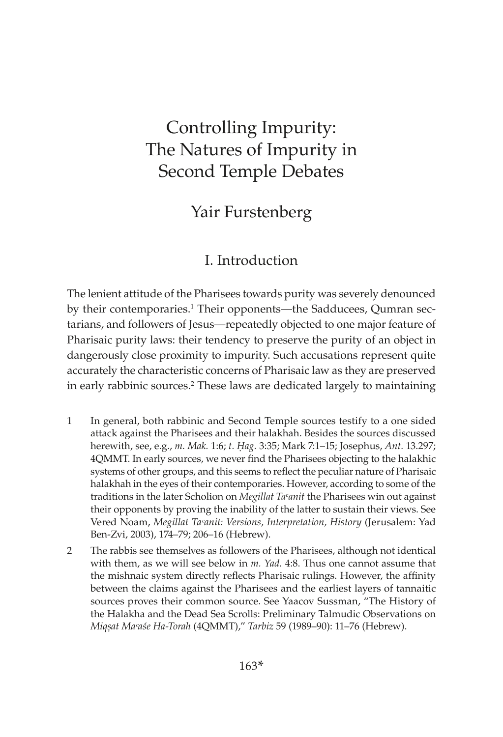# Controlling Impurity: The Natures of Impurity in Second Temple Debates

## Yair Furstenberg

### I. Introduction

The lenient attitude of the Pharisees towards purity was severely denounced by their contemporaries.[1] Their opponents—the Sadducees, Qumran sectarians, and followers of Jesus—repeatedly objected to one major feature of Pharisaic purity laws: their tendency to preserve the purity of an object in dangerously close proximity to impurity. Such accusations represent quite accurately the characteristic concerns of Pharisaic law as they are preserved in early rabbinic sources.[2] These laws are dedicated largely to maintaining

1 In general, both rabbinic and Second Temple sources testify to a one sided attack against the Pharisees and their halakhah. Besides the sources discussed herewith, see, e.g., *m. Mak.* 1:6; *t. Ḥag.* 3:35; Mark 7:1–15; Josephus, *Ant.* 13.297; 4QMMT. In early sources, we never find the Pharisees objecting to the halakhic systems of other groups, and this seems to reflect the peculiar nature of Pharisaic halakhah in the eyes of their contemporaries. However, according to some of the traditions in the later Scholion on *Megillat Taᶜanit* the Pharisees win out against their opponents by proving the inability of the latter to sustain their views. See Vered Noam, *Megillat Taᶜanit: Versions, Interpretation, History* (Jerusalem: Yad Ben-Zvi, 2003), 174–79; 206–16 (Hebrew).

2 The rabbis see themselves as followers of the Pharisees, although not identical with them, as we will see below in *m. Yad.* 4:8. Thus one cannot assume that the mishnaic system directly reflects Pharisaic rulings. However, the affinity between the claims against the Pharisees and the earliest layers of tannaitic sources proves their common source. See Yaacov Sussman, "The History of the Halakha and the Dead Sea Scrolls: Preliminary Talmudic Observations on *Miqṣat Maᶜaśe Ha-Torah* (4QMMT)," *Tarbiz* 59 (1989–90): 11–76 (Hebrew).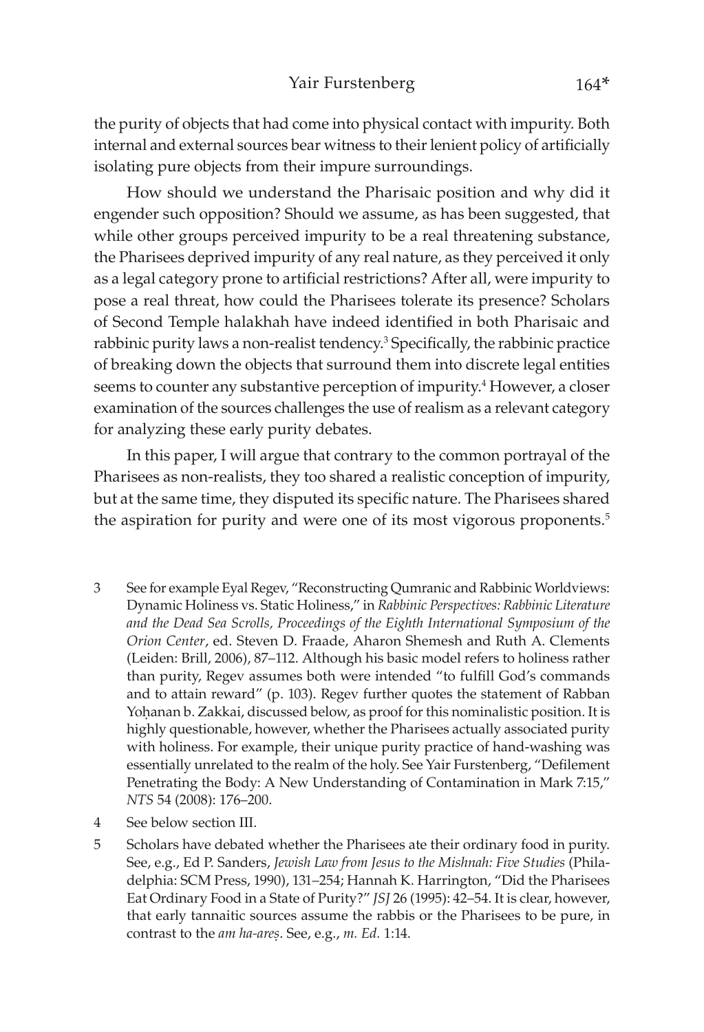the purity of objects that had come into physical contact with impurity. Both internal and external sources bear witness to their lenient policy of artificially isolating pure objects from their impure surroundings.

How should we understand the Pharisaic position and why did it engender such opposition? Should we assume, as has been suggested, that while other groups perceived impurity to be a real threatening substance, the Pharisees deprived impurity of any real nature, as they perceived it only as a legal category prone to artificial restrictions? After all, were impurity to pose a real threat, how could the Pharisees tolerate its presence? Scholars of Second Temple halakhah have indeed identified in both Pharisaic and rabbinic purity laws a non-realist tendency.[3] Specifically, the rabbinic practice of breaking down the objects that surround them into discrete legal entities seems to counter any substantive perception of impurity.[4] However, a closer examination of the sources challenges the use of realism as a relevant category for analyzing these early purity debates.

In this paper, I will argue that contrary to the common portrayal of the Pharisees as non-realists, they too shared a realistic conception of impurity, but at the same time, they disputed its specific nature. The Pharisees shared the aspiration for purity and were one of its most vigorous proponents.[5]

3 See for example Eyal Regev, "Reconstructing Qumranic and Rabbinic Worldviews: Dynamic Holiness vs. Static Holiness," in *Rabbinic Perspectives: Rabbinic Literature and the Dead Sea Scrolls, Proceedings of the Eighth International Symposium of the Orion Center*, ed. Steven D. Fraade, Aharon Shemesh and Ruth A. Clements (Leiden: Brill, 2006), 87–112. Although his basic model refers to holiness rather than purity, Regev assumes both were intended "to fulfill God's commands and to attain reward" (p. 103). Regev further quotes the statement of Rabban Yoḥanan b. Zakkai, discussed below, as proof for this nominalistic position. It is highly questionable, however, whether the Pharisees actually associated purity with holiness. For example, their unique purity practice of hand-washing was essentially unrelated to the realm of the holy. See Yair Furstenberg, "Defilement Penetrating the Body: A New Understanding of Contamination in Mark 7:15," *NTS* 54 (2008): 176–200.

4 See below section III.

5 Scholars have debated whether the Pharisees ate their ordinary food in purity. See, e.g., Ed P. Sanders, *Jewish Law from Jesus to the Mishnah: Five Studies* (Philadelphia: SCM Press, 1990), 131–254; Hannah K. Harrington, "Did the Pharisees Eat Ordinary Food in a State of Purity?" *JSJ* 26 (1995): 42–54. It is clear, however, that early tannaitic sources assume the rabbis or the Pharisees to be pure, in contrast to the *am ha-areṣ*. See, e.g., *m. Ed.* 1:14.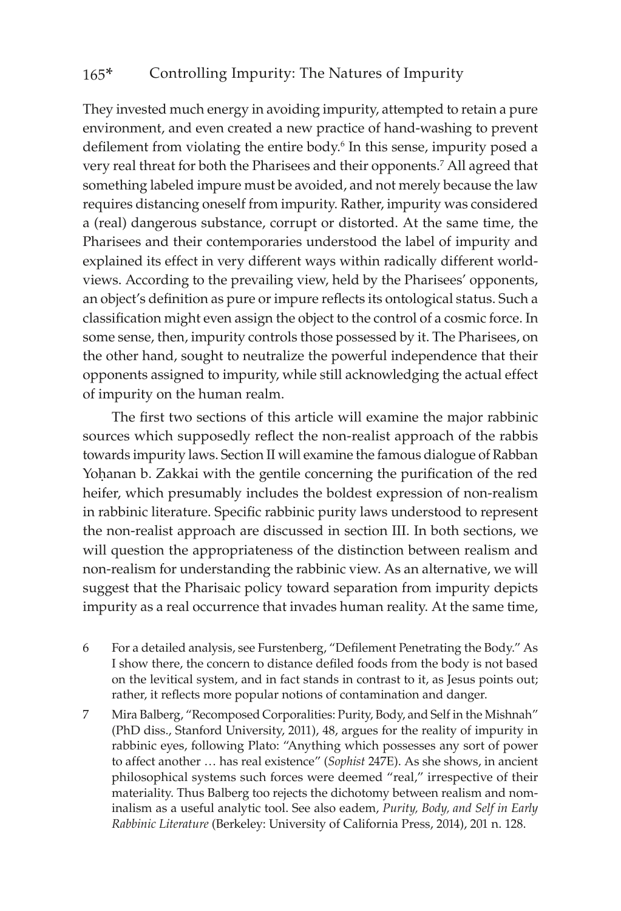They invested much energy in avoiding impurity, attempted to retain a pure environment, and even created a new practice of hand-washing to prevent defilement from violating the entire body.[6] In this sense, impurity posed a very real threat for both the Pharisees and their opponents.[7] All agreed that something labeled impure must be avoided, and not merely because the law requires distancing oneself from impurity. Rather, impurity was considered a (real) dangerous substance, corrupt or distorted. At the same time, the Pharisees and their contemporaries understood the label of impurity and explained its effect in very different ways within radically different world-views. According to the prevailing view, held by the Pharisees' opponents, an object's definition as pure or impure reflects its ontological status. Such a classification might even assign the object to the control of a cosmic force. In some sense, then, impurity controls those possessed by it. The Pharisees, on the other hand, sought to neutralize the powerful independence that their opponents assigned to impurity, while still acknowledging the actual effect of impurity on the human realm.

The first two sections of this article will examine the major rabbinic sources which supposedly reflect the non-realist approach of the rabbis towards impurity laws. Section II will examine the famous dialogue of Rabban Yoḥanan b. Zakkai with the gentile concerning the purification of the red heifer, which presumably includes the boldest expression of non-realism in rabbinic literature. Specific rabbinic purity laws understood to represent the non-realist approach are discussed in section III. In both sections, we will question the appropriateness of the distinction between realism and non-realism for understanding the rabbinic view. As an alternative, we will suggest that the Pharisaic policy toward separation from impurity depicts impurity as a real occurrence that invades human reality. At the same time,

6 For a detailed analysis, see Furstenberg, "Defilement Penetrating the Body." As I show there, the concern to distance defiled foods from the body is not based on the levitical system, and in fact stands in contrast to it, as Jesus points out; rather, it reflects more popular notions of contamination and danger.

7 Mira Balberg, "Recomposed Corporalities: Purity, Body, and Self in the Mishnah" (PhD diss., Stanford University, 2011), 48, argues for the reality of impurity in rabbinic eyes, following Plato: "Anything which possesses any sort of power to affect another … has real existence" (*Sophist* 247E). As she shows, in ancient philosophical systems such forces were deemed "real," irrespective of their materiality. Thus Balberg too rejects the dichotomy between realism and nominalism as a useful analytic tool. See also eadem, *Purity, Body, and Self in Early Rabbinic Literature* (Berkeley: University of California Press, 2014), 201 n. 128.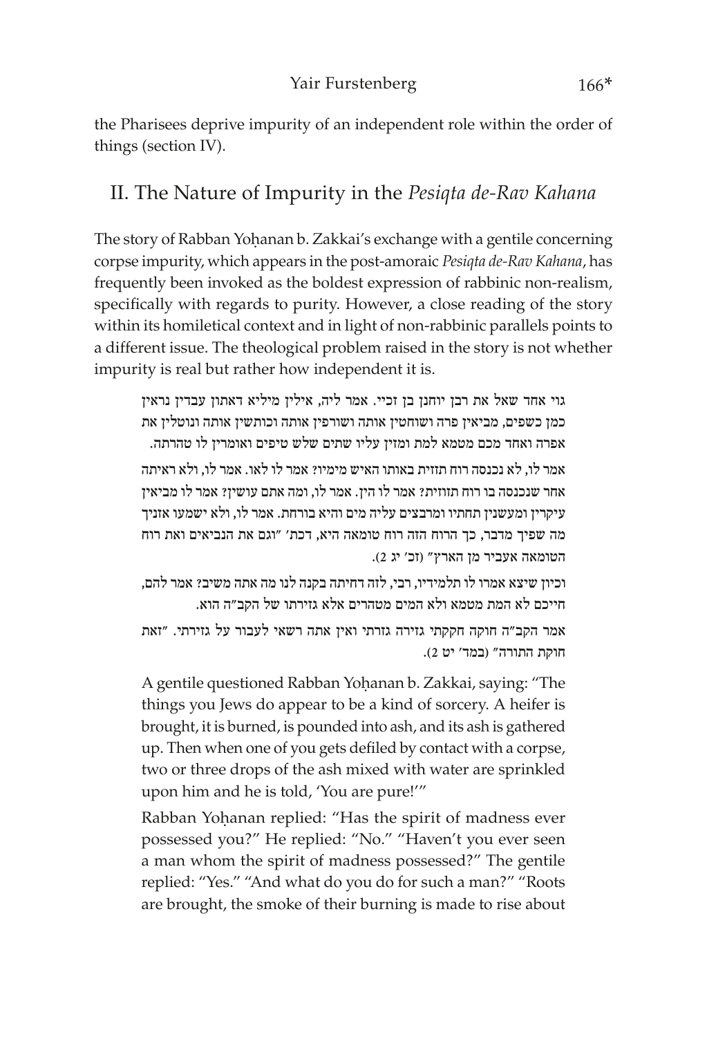the Pharisees deprive impurity of an independent role within the order of things (section IV).

## II. The Nature of Impurity in the *Pesiqta de-Rav Kahana*

The story of Rabban Yoḥanan b. Zakkai's exchange with a gentile concerning corpse impurity, which appears in the post-amoraic *Pesiqta de-Rav Kahana*, has frequently been invoked as the boldest expression of rabbinic non-realism, specifically with regards to purity. However, a close reading of the story within its homiletical context and in light of non-rabbinic parallels points to a different issue. The theological problem raised in the story is not whether impurity is real but rather how independent it is.

> גוי אחד שאל את רבן יוחנן בן זכיי. אמר ליה, אילין מיליא דאתון עבדין נראין כמן כשפים, מביאין פרה ושוחטין אותה ושורפין אותה וכותשין אותה ונוטלין את אפרה ואחד מכם מטמא למת ומזין עליו שתים שלש טיפים ואומרין לו טהרתה.
>
> אמר לו, לא נכנסה רוח תזזית באותו האיש מימיו? אמר לו לאו. אמר לו, ולא ראיתה אחר שנכנסה בו רוח תזזית? אמר לו הין. אמר לו, ומה אתם עושין? אמר לו מביאין עיקרין ומעשנין תחתיו ומרבצים עליה מים והיא בורחת. אמר לו, ולא ישמעו אזניך מה שפיך מדבר, כך הרוח הזה רוח טומאה היא, דכת' "וגם את הנביאים ואת רוח הטומאה אעביר מן הארץ" (זכ' יג 2).
>
> וכיון שיצא אמרו לו תלמידיו, רבי, לזה דחיתה בקנה לנו מה אתה משיב? אמר להם, חייכם לא המת מטמא ולא המים מטהרים אלא גזירתו של הקב"ה הוא.
>
> אמר הקב"ה חוקה חקקתי גזירה גזרתי ואין אתה רשאי לעבור על גזירתי. "זאת חוקת התורה" (במד' יט 2).
>
> A gentile questioned Rabban Yoḥanan b. Zakkai, saying: "The things you Jews do appear to be a kind of sorcery. A heifer is brought, it is burned, is pounded into ash, and its ash is gathered up. Then when one of you gets defiled by contact with a corpse, two or three drops of the ash mixed with water are sprinkled upon him and he is told, 'You are pure!'"
>
> Rabban Yoḥanan replied: "Has the spirit of madness ever possessed you?" He replied: "No." "Haven't you ever seen a man whom the spirit of madness possessed?" The gentile replied: "Yes." "And what do you do for such a man?" "Roots are brought, the smoke of their burning is made to rise about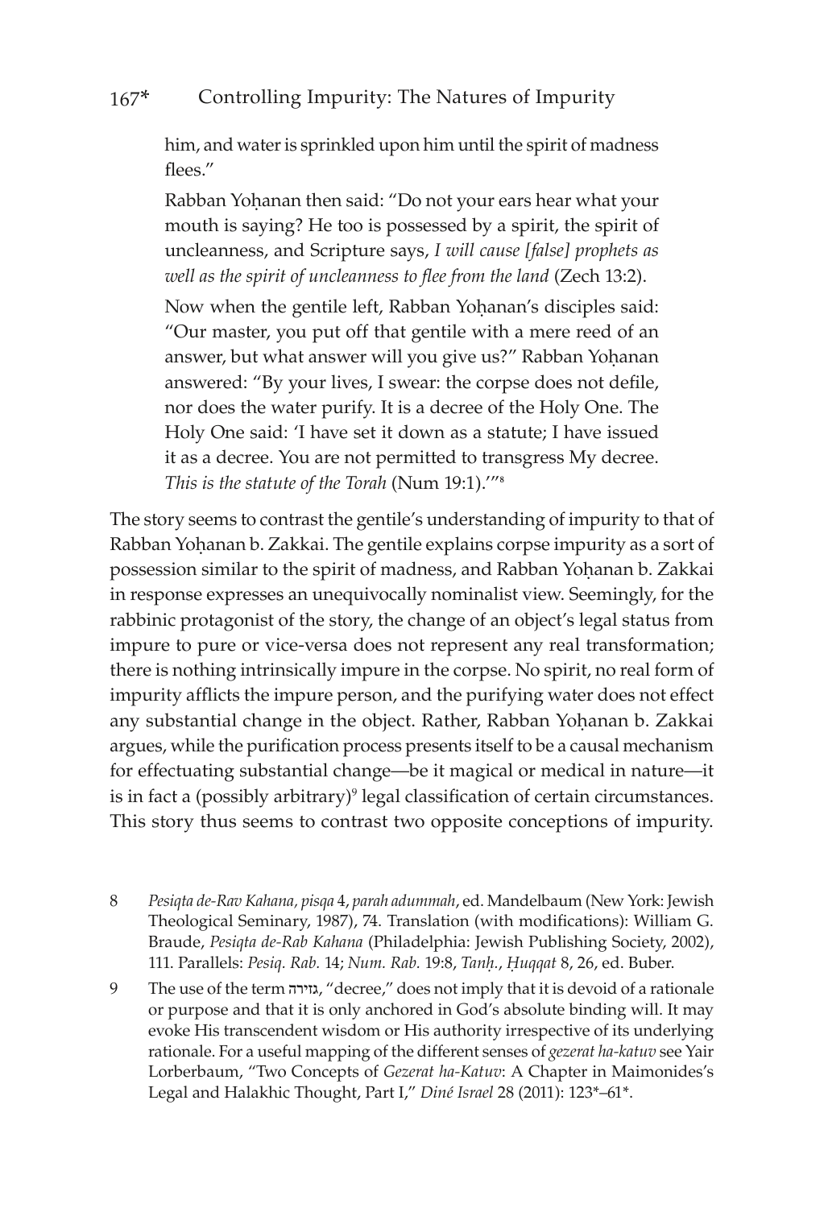him, and water is sprinkled upon him until the spirit of madness flees."

Rabban Yoḥanan then said: "Do not your ears hear what your mouth is saying? He too is possessed by a spirit, the spirit of uncleanness, and Scripture says, *I will cause [false] prophets as well as the spirit of uncleanness to flee from the land* (Zech 13:2).

Now when the gentile left, Rabban Yoḥanan's disciples said: "Our master, you put off that gentile with a mere reed of an answer, but what answer will you give us?" Rabban Yoḥanan answered: "By your lives, I swear: the corpse does not defile, nor does the water purify. It is a decree of the Holy One. The Holy One said: 'I have set it down as a statute; I have issued it as a decree. You are not permitted to transgress My decree. *This is the statute of the Torah* (Num 19:1).'"[8]

The story seems to contrast the gentile's understanding of impurity to that of Rabban Yoḥanan b. Zakkai. The gentile explains corpse impurity as a sort of possession similar to the spirit of madness, and Rabban Yoḥanan b. Zakkai in response expresses an unequivocally nominalist view. Seemingly, for the rabbinic protagonist of the story, the change of an object's legal status from impure to pure or vice-versa does not represent any real transformation; there is nothing intrinsically impure in the corpse. No spirit, no real form of impurity afflicts the impure person, and the purifying water does not effect any substantial change in the object. Rather, Rabban Yoḥanan b. Zakkai argues, while the purification process presents itself to be a causal mechanism for effectuating substantial change—be it magical or medical in nature—it is in fact a (possibly arbitrary)[9] legal classification of certain circumstances. This story thus seems to contrast two opposite conceptions of impurity.

8 *Pesiqta de-Rav Kahana, pisqa* 4, *parah adummah*, ed. Mandelbaum (New York: Jewish Theological Seminary, 1987), 74. Translation (with modifications): William G. Braude, *Pesiqta de-Rab Kahana* (Philadelphia: Jewish Publishing Society, 2002), 111. Parallels: *Pesiq. Rab.* 14; *Num. Rab.* 19:8, *Tanḥ.*, *Ḥuqqat* 8, 26, ed. Buber.

9 The use of the term גזירה, "decree," does not imply that it is devoid of a rationale or purpose and that it is only anchored in God's absolute binding will. It may evoke His transcendent wisdom or His authority irrespective of its underlying rationale. For a useful mapping of the different senses of *gezerat ha-katuv* see Yair Lorberbaum, "Two Concepts of *Gezerat ha-Katuv*: A Chapter in Maimonides's Legal and Halakhic Thought, Part I," *Diné Israel* 28 (2011): 123*–61*.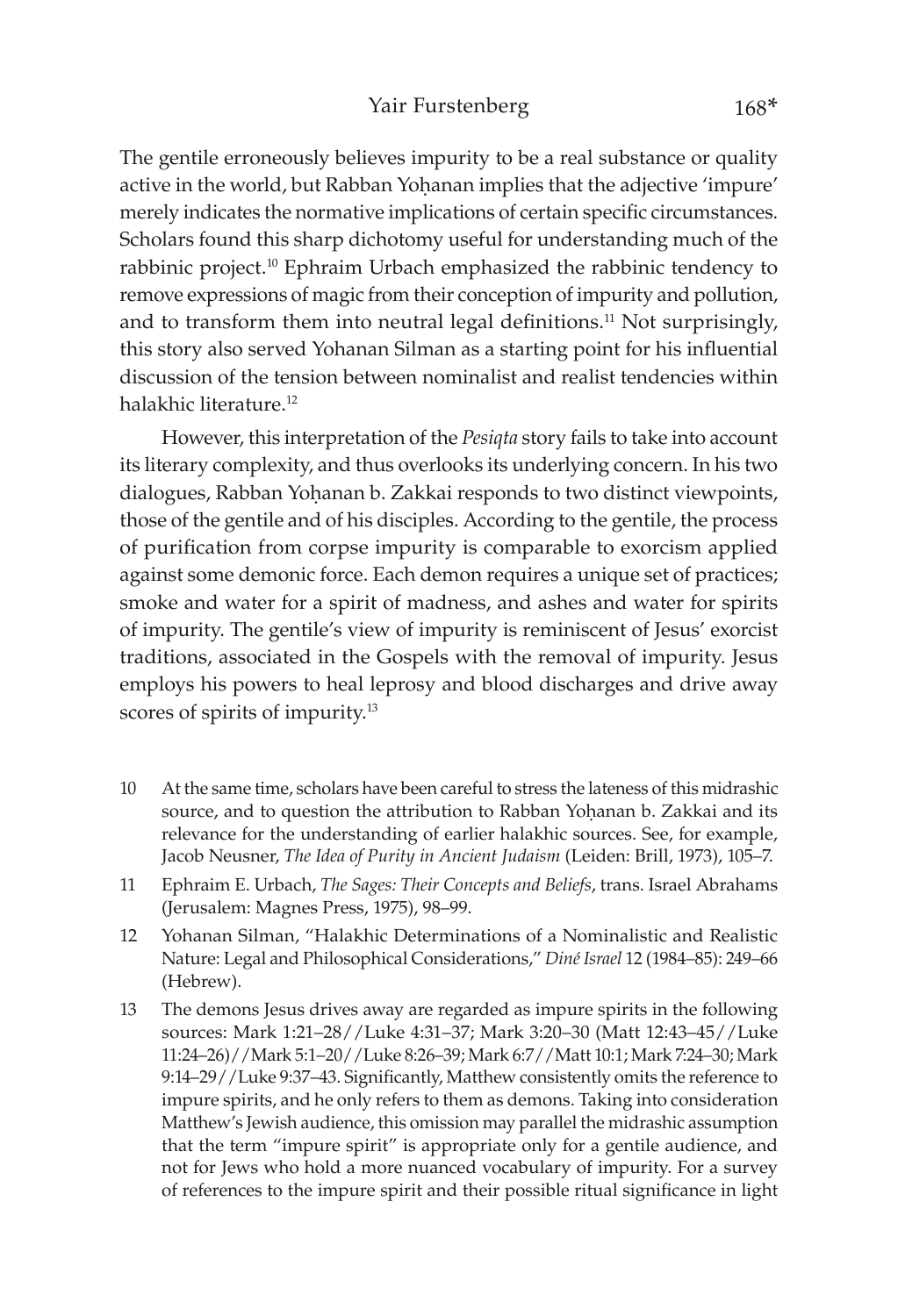The gentile erroneously believes impurity to be a real substance or quality active in the world, but Rabban Yoḥanan implies that the adjective 'impure' merely indicates the normative implications of certain specific circumstances. Scholars found this sharp dichotomy useful for understanding much of the rabbinic project.[10] Ephraim Urbach emphasized the rabbinic tendency to remove expressions of magic from their conception of impurity and pollution, and to transform them into neutral legal definitions.[11] Not surprisingly, this story also served Yohanan Silman as a starting point for his influential discussion of the tension between nominalist and realist tendencies within halakhic literature.[12]

However, this interpretation of the *Pesiqta* story fails to take into account its literary complexity, and thus overlooks its underlying concern. In his two dialogues, Rabban Yoḥanan b. Zakkai responds to two distinct viewpoints, those of the gentile and of his disciples. According to the gentile, the process of purification from corpse impurity is comparable to exorcism applied against some demonic force. Each demon requires a unique set of practices; smoke and water for a spirit of madness, and ashes and water for spirits of impurity. The gentile's view of impurity is reminiscent of Jesus' exorcist traditions, associated in the Gospels with the removal of impurity. Jesus employs his powers to heal leprosy and blood discharges and drive away scores of spirits of impurity.[13]

10 At the same time, scholars have been careful to stress the lateness of this midrashic source, and to question the attribution to Rabban Yoḥanan b. Zakkai and its relevance for the understanding of earlier halakhic sources. See, for example, Jacob Neusner, *The Idea of Purity in Ancient Judaism* (Leiden: Brill, 1973), 105–7.

11 Ephraim E. Urbach, *The Sages: Their Concepts and Beliefs*, trans. Israel Abrahams (Jerusalem: Magnes Press, 1975), 98–99.

12 Yohanan Silman, "Halakhic Determinations of a Nominalistic and Realistic Nature: Legal and Philosophical Considerations," *Diné Israel* 12 (1984–85): 249–66 (Hebrew).

13 The demons Jesus drives away are regarded as impure spirits in the following sources: Mark 1:21–28//Luke 4:31–37; Mark 3:20–30 (Matt 12:43–45//Luke 11:24–26)//Mark 5:1–20//Luke 8:26–39; Mark 6:7//Matt 10:1; Mark 7:24–30; Mark 9:14–29//Luke 9:37–43. Significantly, Matthew consistently omits the reference to impure spirits, and he only refers to them as demons. Taking into consideration Matthew's Jewish audience, this omission may parallel the midrashic assumption that the term "impure spirit" is appropriate only for a gentile audience, and not for Jews who hold a more nuanced vocabulary of impurity. For a survey of references to the impure spirit and their possible ritual significance in light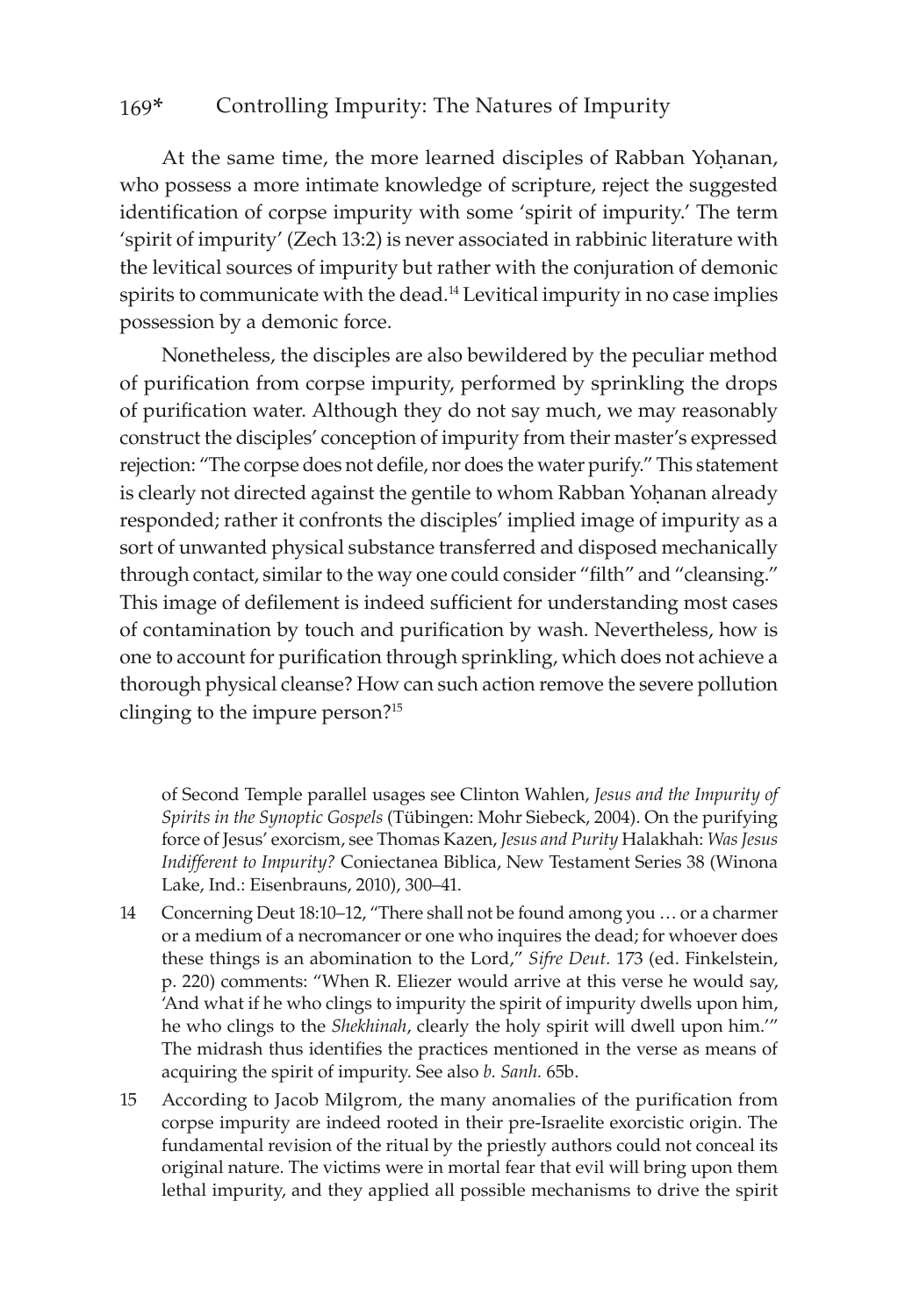At the same time, the more learned disciples of Rabban Yoḥanan, who possess a more intimate knowledge of scripture, reject the suggested identification of corpse impurity with some 'spirit of impurity.' The term 'spirit of impurity' (Zech 13:2) is never associated in rabbinic literature with the levitical sources of impurity but rather with the conjuration of demonic spirits to communicate with the dead.[14] Levitical impurity in no case implies possession by a demonic force.

Nonetheless, the disciples are also bewildered by the peculiar method of purification from corpse impurity, performed by sprinkling the drops of purification water. Although they do not say much, we may reasonably construct the disciples' conception of impurity from their master's expressed rejection: "The corpse does not defile, nor does the water purify." This statement is clearly not directed against the gentile to whom Rabban Yoḥanan already responded; rather it confronts the disciples' implied image of impurity as a sort of unwanted physical substance transferred and disposed mechanically through contact, similar to the way one could consider "filth" and "cleansing." This image of defilement is indeed sufficient for understanding most cases of contamination by touch and purification by wash. Nevertheless, how is one to account for purification through sprinkling, which does not achieve a thorough physical cleanse? How can such action remove the severe pollution clinging to the impure person?[15]

of Second Temple parallel usages see Clinton Wahlen, *Jesus and the Impurity of Spirits in the Synoptic Gospels* (Tübingen: Mohr Siebeck, 2004). On the purifying force of Jesus' exorcism, see Thomas Kazen, *Jesus and Purity* Halakhah: *Was Jesus Indifferent to Impurity?* Coniectanea Biblica, New Testament Series 38 (Winona Lake, Ind.: Eisenbrauns, 2010), 300–41.

14 Concerning Deut 18:10–12, "There shall not be found among you … or a charmer or a medium of a necromancer or one who inquires the dead; for whoever does these things is an abomination to the Lord," *Sifre Deut.* 173 (ed. Finkelstein, p. 220) comments: "When R. Eliezer would arrive at this verse he would say, 'And what if he who clings to impurity the spirit of impurity dwells upon him, he who clings to the *Shekhinah*, clearly the holy spirit will dwell upon him.'" The midrash thus identifies the practices mentioned in the verse as means of acquiring the spirit of impurity. See also *b. Sanh.* 65b.

15 According to Jacob Milgrom, the many anomalies of the purification from corpse impurity are indeed rooted in their pre-Israelite exorcistic origin. The fundamental revision of the ritual by the priestly authors could not conceal its original nature. The victims were in mortal fear that evil will bring upon them lethal impurity, and they applied all possible mechanisms to drive the spirit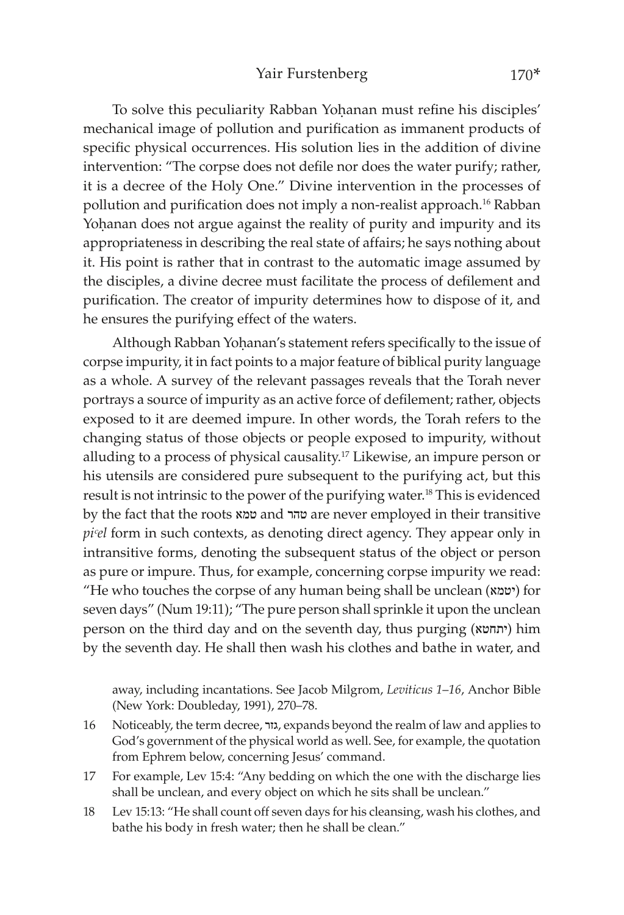To solve this peculiarity Rabban Yoḥanan must refine his disciples' mechanical image of pollution and purification as immanent products of specific physical occurrences. His solution lies in the addition of divine intervention: "The corpse does not defile nor does the water purify; rather, it is a decree of the Holy One." Divine intervention in the processes of pollution and purification does not imply a non-realist approach.[16] Rabban Yoḥanan does not argue against the reality of purity and impurity and its appropriateness in describing the real state of affairs; he says nothing about it. His point is rather that in contrast to the automatic image assumed by the disciples, a divine decree must facilitate the process of defilement and purification. The creator of impurity determines how to dispose of it, and he ensures the purifying effect of the waters.

Although Rabban Yoḥanan's statement refers specifically to the issue of corpse impurity, it in fact points to a major feature of biblical purity language as a whole. A survey of the relevant passages reveals that the Torah never portrays a source of impurity as an active force of defilement; rather, objects exposed to it are deemed impure. In other words, the Torah refers to the changing status of those objects or people exposed to impurity, without alluding to a process of physical causality.[17] Likewise, an impure person or his utensils are considered pure subsequent to the purifying act, but this result is not intrinsic to the power of the purifying water.[18] This is evidenced by the fact that the roots טמא and טהר are never employed in their transitive *piʿel* form in such contexts, as denoting direct agency. They appear only in intransitive forms, denoting the subsequent status of the object or person as pure or impure. Thus, for example, concerning corpse impurity we read: "He who touches the corpse of any human being shall be unclean (יטמא) for seven days" (Num 19:11); "The pure person shall sprinkle it upon the unclean person on the third day and on the seventh day, thus purging (יתחטא) him by the seventh day. He shall then wash his clothes and bathe in water, and

away, including incantations. See Jacob Milgrom, *Leviticus 1–16*, Anchor Bible (New York: Doubleday, 1991), 270–78.

16 Noticeably, the term decree, גזר, expands beyond the realm of law and applies to God's government of the physical world as well. See, for example, the quotation from Ephrem below, concerning Jesus' command.

17 For example, Lev 15:4: "Any bedding on which the one with the discharge lies shall be unclean, and every object on which he sits shall be unclean."

18 Lev 15:13: "He shall count off seven days for his cleansing, wash his clothes, and bathe his body in fresh water; then he shall be clean."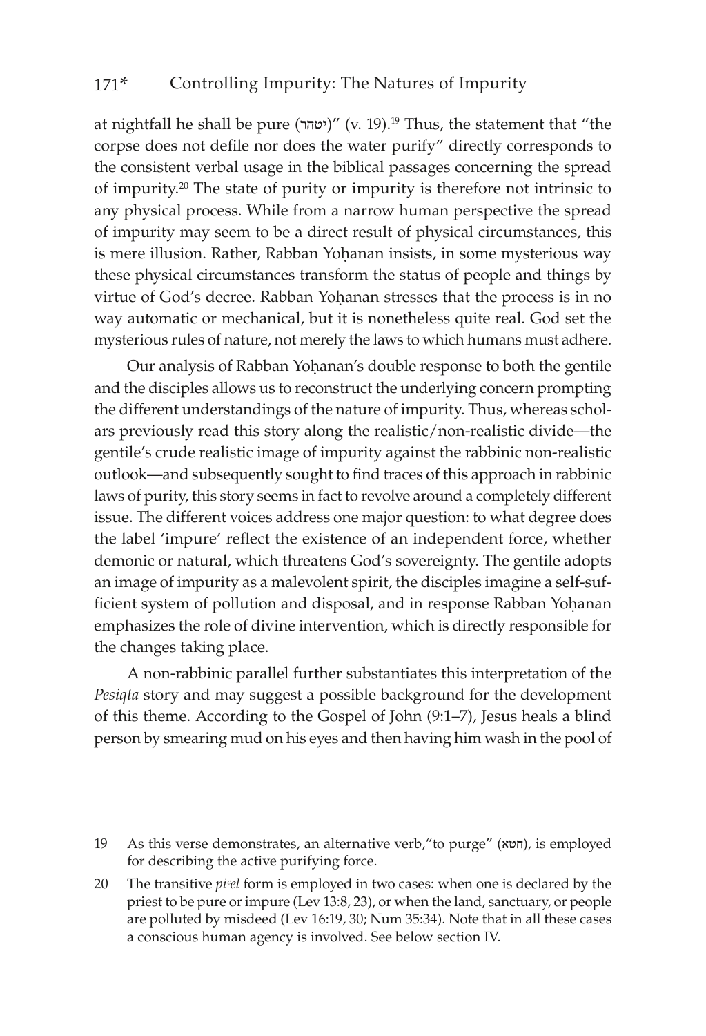at nightfall he shall be pure (יטהר)" (v. 19).[19] Thus, the statement that "the corpse does not defile nor does the water purify" directly corresponds to the consistent verbal usage in the biblical passages concerning the spread of impurity.[20] The state of purity or impurity is therefore not intrinsic to any physical process. While from a narrow human perspective the spread of impurity may seem to be a direct result of physical circumstances, this is mere illusion. Rather, Rabban Yoḥanan insists, in some mysterious way these physical circumstances transform the status of people and things by virtue of God's decree. Rabban Yoḥanan stresses that the process is in no way automatic or mechanical, but it is nonetheless quite real. God set the mysterious rules of nature, not merely the laws to which humans must adhere.

Our analysis of Rabban Yoḥanan's double response to both the gentile and the disciples allows us to reconstruct the underlying concern prompting the different understandings of the nature of impurity. Thus, whereas scholars previously read this story along the realistic/non-realistic divide—the gentile's crude realistic image of impurity against the rabbinic non-realistic outlook—and subsequently sought to find traces of this approach in rabbinic laws of purity, this story seems in fact to revolve around a completely different issue. The different voices address one major question: to what degree does the label 'impure' reflect the existence of an independent force, whether demonic or natural, which threatens God's sovereignty. The gentile adopts an image of impurity as a malevolent spirit, the disciples imagine a self-sufficient system of pollution and disposal, and in response Rabban Yoḥanan emphasizes the role of divine intervention, which is directly responsible for the changes taking place.

A non-rabbinic parallel further substantiates this interpretation of the *Pesiqta* story and may suggest a possible background for the development of this theme. According to the Gospel of John (9:1–7), Jesus heals a blind person by smearing mud on his eyes and then having him wash in the pool of

19 As this verse demonstrates, an alternative verb, "to purge" (חטא), is employed for describing the active purifying force.

20 The transitive *piʿel* form is employed in two cases: when one is declared by the priest to be pure or impure (Lev 13:8, 23), or when the land, sanctuary, or people are polluted by misdeed (Lev 16:19, 30; Num 35:34). Note that in all these cases a conscious human agency is involved. See below section IV.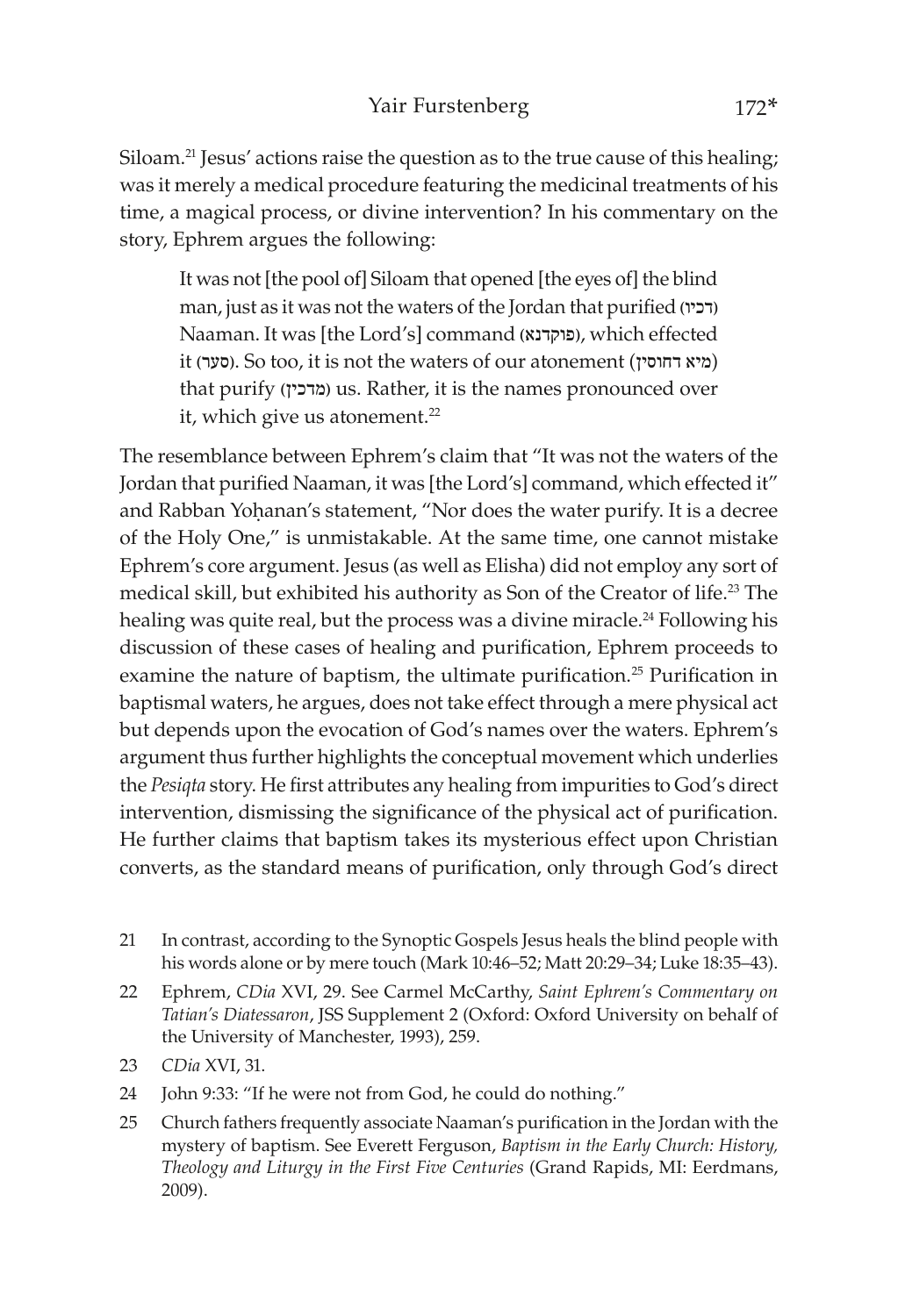Siloam.[21] Jesus' actions raise the question as to the true cause of this healing; was it merely a medical procedure featuring the medicinal treatments of his time, a magical process, or divine intervention? In his commentary on the story, Ephrem argues the following:

> It was not [the pool of] Siloam that opened [the eyes of] the blind man, just as it was not the waters of the Jordan that purified (דכיו) Naaman. It was [the Lord's] command (פוקדנא), which effected it (סער). So too, it is not the waters of our atonement (מיא דחוסין) that purify (מדכין) us. Rather, it is the names pronounced over it, which give us atonement.[22]

The resemblance between Ephrem's claim that "It was not the waters of the Jordan that purified Naaman, it was [the Lord's] command, which effected it" and Rabban Yoḥanan's statement, "Nor does the water purify. It is a decree of the Holy One," is unmistakable. At the same time, one cannot mistake Ephrem's core argument. Jesus (as well as Elisha) did not employ any sort of medical skill, but exhibited his authority as Son of the Creator of life.[23] The healing was quite real, but the process was a divine miracle.[24] Following his discussion of these cases of healing and purification, Ephrem proceeds to examine the nature of baptism, the ultimate purification.[25] Purification in baptismal waters, he argues, does not take effect through a mere physical act but depends upon the evocation of God's names over the waters. Ephrem's argument thus further highlights the conceptual movement which underlies the *Pesiqta* story. He first attributes any healing from impurities to God's direct intervention, dismissing the significance of the physical act of purification. He further claims that baptism takes its mysterious effect upon Christian converts, as the standard means of purification, only through God's direct

21 In contrast, according to the Synoptic Gospels Jesus heals the blind people with his words alone or by mere touch (Mark 10:46–52; Matt 20:29–34; Luke 18:35–43).

22 Ephrem, *CDia* XVI, 29. See Carmel McCarthy, *Saint Ephrem's Commentary on Tatian's Diatessaron*, JSS Supplement 2 (Oxford: Oxford University on behalf of the University of Manchester, 1993), 259.

23 *CDia* XVI, 31.

24 John 9:33: "If he were not from God, he could do nothing."

25 Church fathers frequently associate Naaman's purification in the Jordan with the mystery of baptism. See Everett Ferguson, *Baptism in the Early Church: History, Theology and Liturgy in the First Five Centuries* (Grand Rapids, MI: Eerdmans, 2009).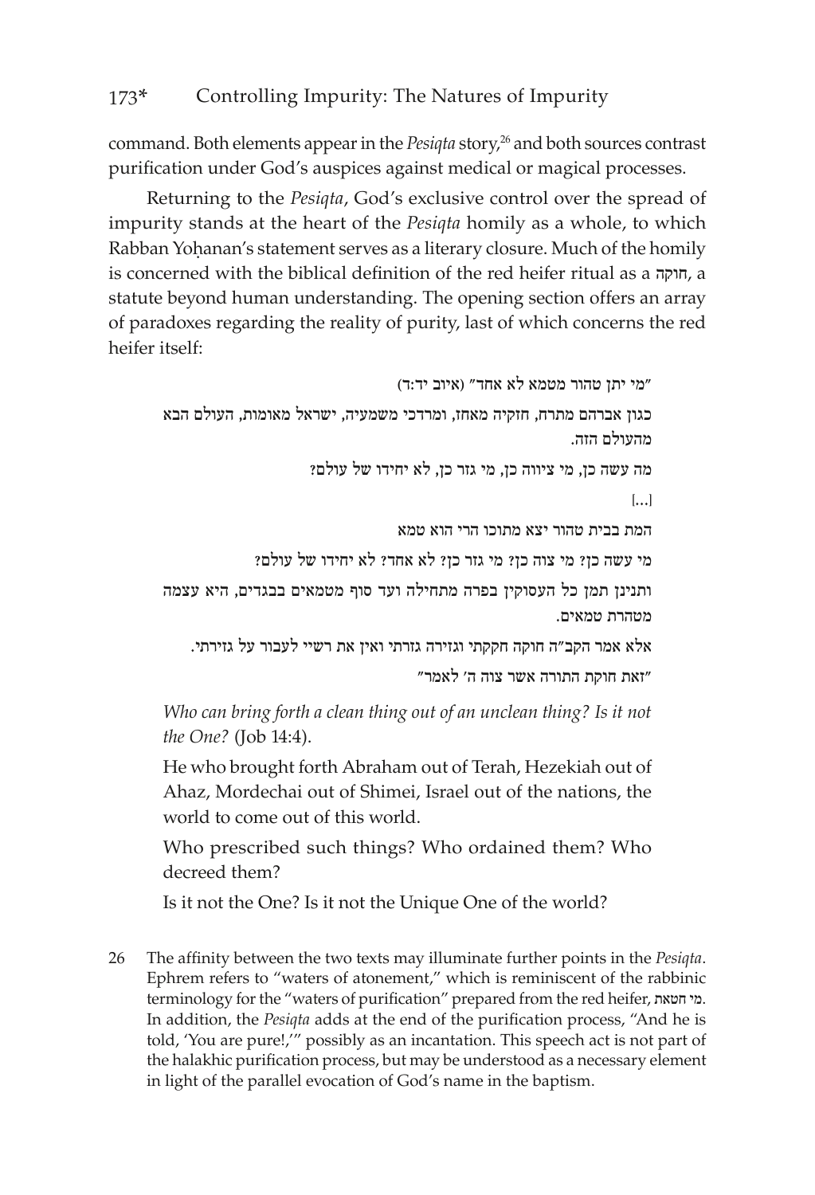command. Both elements appear in the *Pesiqta* story,[26] and both sources contrast purification under God's auspices against medical or magical processes.

Returning to the *Pesiqta*, God's exclusive control over the spread of impurity stands at the heart of the *Pesiqta* homily as a whole, to which Rabban Yoḥanan's statement serves as a literary closure. Much of the homily is concerned with the biblical definition of the red heifer ritual as a חוקה, a statute beyond human understanding. The opening section offers an array of paradoxes regarding the reality of purity, last of which concerns the red heifer itself:

> "מי יתן טהור מטמא לא אחד" (איוב יד:ד)
>
> כגון אברהם מתרח, חזקיה מאחז, ומרדכי משמעיה, ישראל מאומות, העולם הבא מהעולם הזה.
>
> מה עשה כן, מי ציווה כן, מי גזר כן, לא יחידו של עולם?
>
> [...]
>
> המת בבית טהור יצא מתוכו הרי הוא טמא
>
> מי עשה כן? מי צוה כן? מי גזר כן? לא אחד? לא יחידו של עולם?
>
> ותנינן תמן כל העסוקין בפרה מתחילה ועד סוף מטמאים בבגדים, היא עצמה מטהרת טמאים.
>
> אלא אמר הקב"ה חוקה חקקתי וגזירה גזרתי ואין את רשיי לעבור על גזירתי.
>
> "זאת חוקת התורה אשר צוה ה' לאמר"
>
> *Who can bring forth a clean thing out of an unclean thing? Is it not the One?* (Job 14:4).
>
> He who brought forth Abraham out of Terah, Hezekiah out of Ahaz, Mordechai out of Shimei, Israel out of the nations, the world to come out of this world.
>
> Who prescribed such things? Who ordained them? Who decreed them?
>
> Is it not the One? Is it not the Unique One of the world?

26 The affinity between the two texts may illuminate further points in the *Pesiqta*. Ephrem refers to "waters of atonement," which is reminiscent of the rabbinic terminology for the "waters of purification" prepared from the red heifer, מי חטאת. In addition, the *Pesiqta* adds at the end of the purification process, "And he is told, 'You are pure!,'" possibly as an incantation. This speech act is not part of the halakhic purification process, but may be understood as a necessary element in light of the parallel evocation of God's name in the baptism.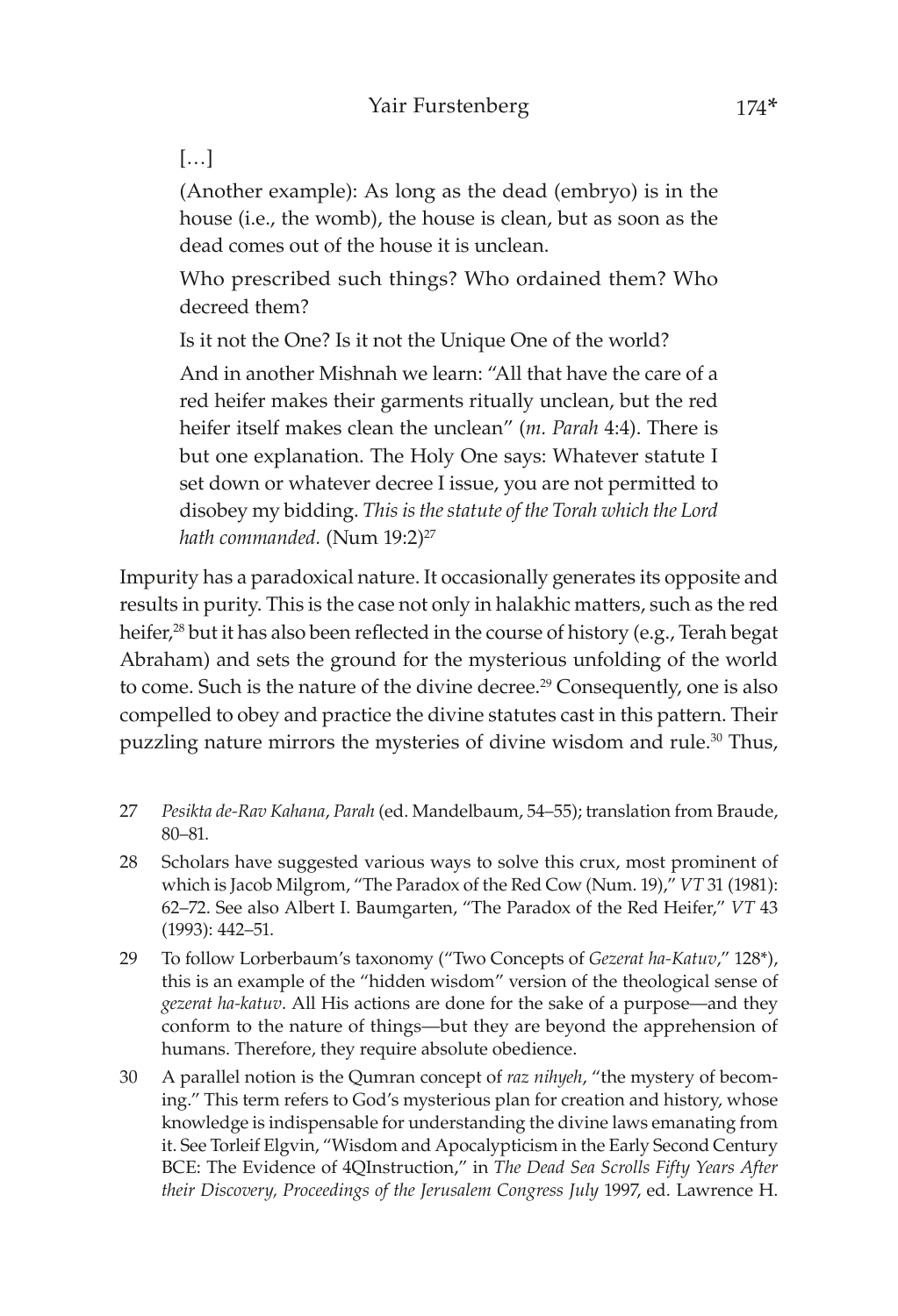> […]
>
> (Another example): As long as the dead (embryo) is in the house (i.e., the womb), the house is clean, but as soon as the dead comes out of the house it is unclean.
>
> Who prescribed such things? Who ordained them? Who decreed them?
>
> Is it not the One? Is it not the Unique One of the world?
>
> And in another Mishnah we learn: "All that have the care of a red heifer makes their garments ritually unclean, but the red heifer itself makes clean the unclean" (*m. Parah* 4:4). There is but one explanation. The Holy One says: Whatever statute I set down or whatever decree I issue, you are not permitted to disobey my bidding. *This is the statute of the Torah which the Lord hath commanded.* (Num 19:2)[27]

Impurity has a paradoxical nature. It occasionally generates its opposite and results in purity. This is the case not only in halakhic matters, such as the red heifer,[28] but it has also been reflected in the course of history (e.g., Terah begat Abraham) and sets the ground for the mysterious unfolding of the world to come. Such is the nature of the divine decree.[29] Consequently, one is also compelled to obey and practice the divine statutes cast in this pattern. Their puzzling nature mirrors the mysteries of divine wisdom and rule.[30] Thus,

27 *Pesikta de-Rav Kahana*, *Parah* (ed. Mandelbaum, 54–55); translation from Braude, 80–81.

28 Scholars have suggested various ways to solve this crux, most prominent of which is Jacob Milgrom, "The Paradox of the Red Cow (Num. 19)," *VT* 31 (1981): 62–72. See also Albert I. Baumgarten, "The Paradox of the Red Heifer," *VT* 43 (1993): 442–51.

29 To follow Lorberbaum's taxonomy ("Two Concepts of *Gezerat ha-Katuv*," 128*), this is an example of the "hidden wisdom" version of the theological sense of *gezerat ha-katuv*. All His actions are done for the sake of a purpose—and they conform to the nature of things—but they are beyond the apprehension of humans. Therefore, they require absolute obedience.

30 A parallel notion is the Qumran concept of *raz nihyeh*, "the mystery of becoming." This term refers to God's mysterious plan for creation and history, whose knowledge is indispensable for understanding the divine laws emanating from it. See Torleif Elgvin, "Wisdom and Apocalypticism in the Early Second Century BCE: The Evidence of 4QInstruction," in *The Dead Sea Scrolls Fifty Years After their Discovery, Proceedings of the Jerusalem Congress July* 1997, ed. Lawrence H.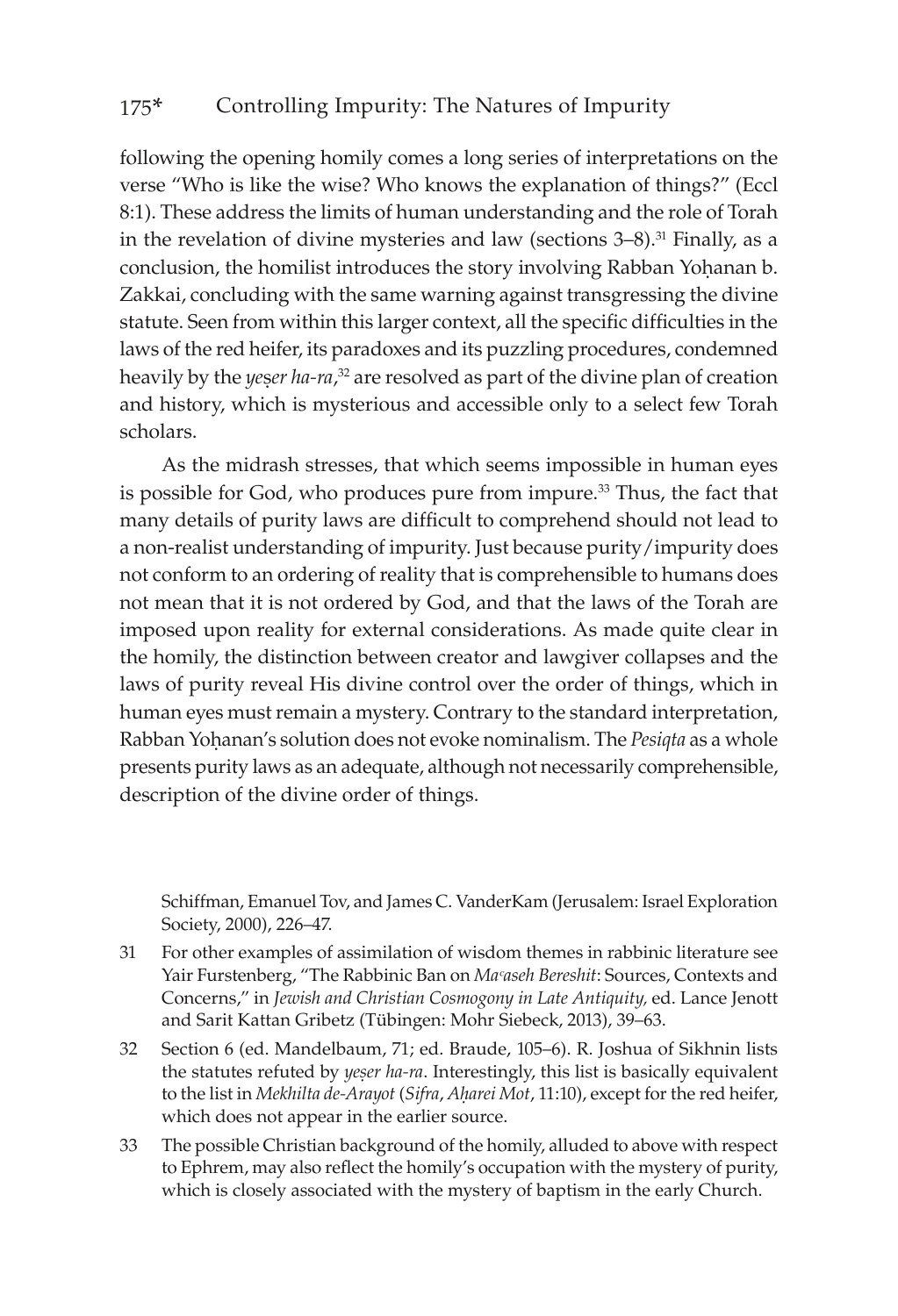following the opening homily comes a long series of interpretations on the verse "Who is like the wise? Who knows the explanation of things?" (Eccl 8:1). These address the limits of human understanding and the role of Torah in the revelation of divine mysteries and law (sections 3–8).[31] Finally, as a conclusion, the homilist introduces the story involving Rabban Yoḥanan b. Zakkai, concluding with the same warning against transgressing the divine statute. Seen from within this larger context, all the specific difficulties in the laws of the red heifer, its paradoxes and its puzzling procedures, condemned heavily by the *yeṣer ha-ra*,[32] are resolved as part of the divine plan of creation and history, which is mysterious and accessible only to a select few Torah scholars.

As the midrash stresses, that which seems impossible in human eyes is possible for God, who produces pure from impure.[33] Thus, the fact that many details of purity laws are difficult to comprehend should not lead to a non-realist understanding of impurity. Just because purity/impurity does not conform to an ordering of reality that is comprehensible to humans does not mean that it is not ordered by God, and that the laws of the Torah are imposed upon reality for external considerations. As made quite clear in the homily, the distinction between creator and lawgiver collapses and the laws of purity reveal His divine control over the order of things, which in human eyes must remain a mystery. Contrary to the standard interpretation, Rabban Yoḥanan's solution does not evoke nominalism. The *Pesiqta* as a whole presents purity laws as an adequate, although not necessarily comprehensible, description of the divine order of things.

Schiffman, Emanuel Tov, and James C. VanderKam (Jerusalem: Israel Exploration Society, 2000), 226–47.

31 For other examples of assimilation of wisdom themes in rabbinic literature see Yair Furstenberg, "The Rabbinic Ban on *Maʿaseh Bereshit*: Sources, Contexts and Concerns," in *Jewish and Christian Cosmogony in Late Antiquity,* ed. Lance Jenott and Sarit Kattan Gribetz (Tübingen: Mohr Siebeck, 2013), 39–63.

32 Section 6 (ed. Mandelbaum, 71; ed. Braude, 105–6). R. Joshua of Sikhnin lists the statutes refuted by *yeṣer ha-ra*. Interestingly, this list is basically equivalent to the list in *Mekhilta de-Arayot* (*Sifra*, *Aḥarei Mot*, 11:10), except for the red heifer, which does not appear in the earlier source.

33 The possible Christian background of the homily, alluded to above with respect to Ephrem, may also reflect the homily's occupation with the mystery of purity, which is closely associated with the mystery of baptism in the early Church.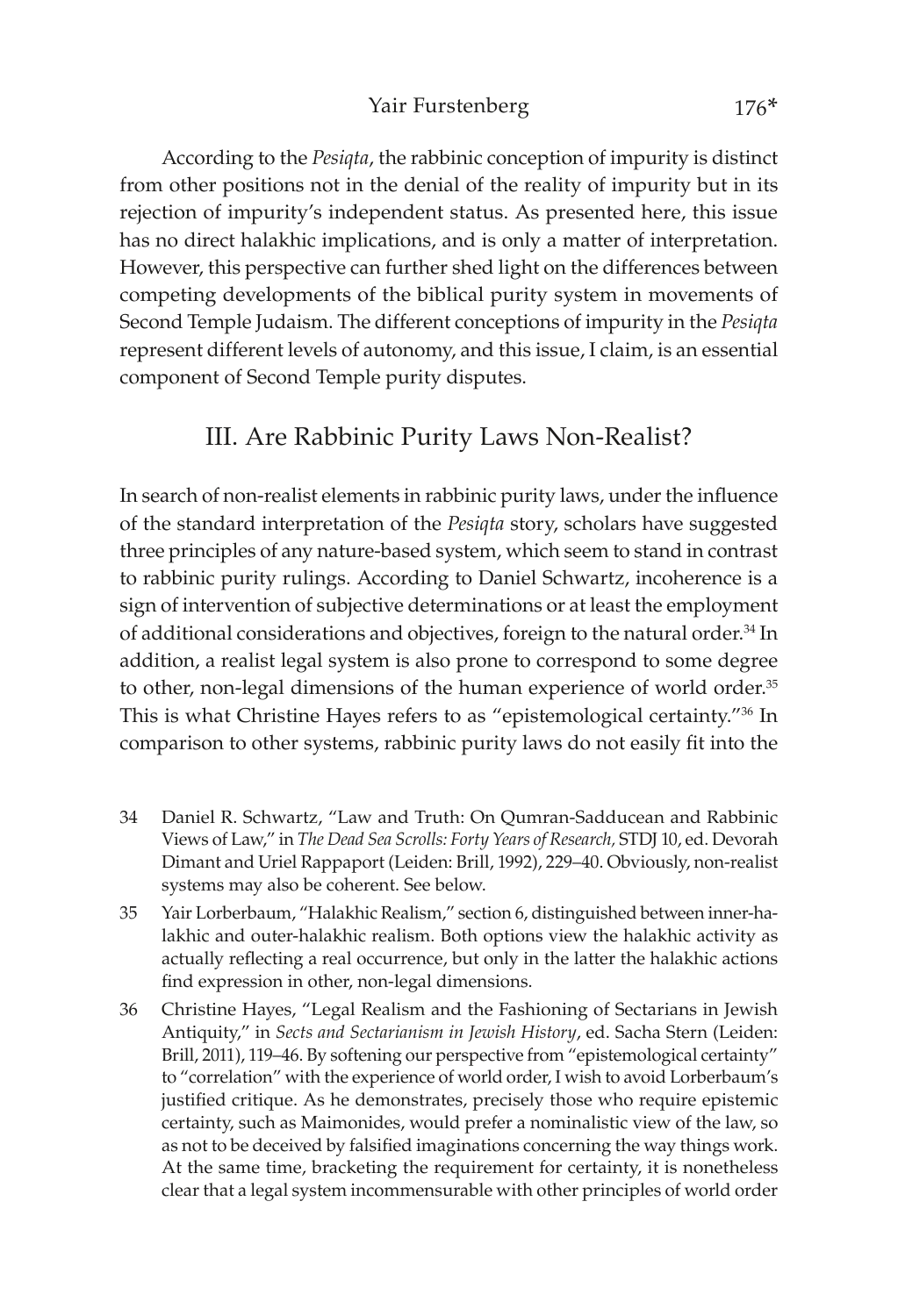According to the *Pesiqta*, the rabbinic conception of impurity is distinct from other positions not in the denial of the reality of impurity but in its rejection of impurity's independent status. As presented here, this issue has no direct halakhic implications, and is only a matter of interpretation. However, this perspective can further shed light on the differences between competing developments of the biblical purity system in movements of Second Temple Judaism. The different conceptions of impurity in the *Pesiqta* represent different levels of autonomy, and this issue, I claim, is an essential component of Second Temple purity disputes.

## III. Are Rabbinic Purity Laws Non-Realist?

In search of non-realist elements in rabbinic purity laws, under the influence of the standard interpretation of the *Pesiqta* story, scholars have suggested three principles of any nature-based system, which seem to stand in contrast to rabbinic purity rulings. According to Daniel Schwartz, incoherence is a sign of intervention of subjective determinations or at least the employment of additional considerations and objectives, foreign to the natural order.[34] In addition, a realist legal system is also prone to correspond to some degree to other, non-legal dimensions of the human experience of world order.[35] This is what Christine Hayes refers to as "epistemological certainty."[36] In comparison to other systems, rabbinic purity laws do not easily fit into the

34 Daniel R. Schwartz, "Law and Truth: On Qumran-Sadducean and Rabbinic Views of Law," in *The Dead Sea Scrolls: Forty Years of Research,* STDJ 10, ed. Devorah Dimant and Uriel Rappaport (Leiden: Brill, 1992), 229–40. Obviously, non-realist systems may also be coherent. See below.

35 Yair Lorberbaum, "Halakhic Realism," section 6, distinguished between inner-halakhic and outer-halakhic realism. Both options view the halakhic activity as actually reflecting a real occurrence, but only in the latter the halakhic actions find expression in other, non-legal dimensions.

36 Christine Hayes, "Legal Realism and the Fashioning of Sectarians in Jewish Antiquity," in *Sects and Sectarianism in Jewish History*, ed. Sacha Stern (Leiden: Brill, 2011), 119–46. By softening our perspective from "epistemological certainty" to "correlation" with the experience of world order, I wish to avoid Lorberbaum's justified critique. As he demonstrates, precisely those who require epistemic certainty, such as Maimonides, would prefer a nominalistic view of the law, so as not to be deceived by falsified imaginations concerning the way things work. At the same time, bracketing the requirement for certainty, it is nonetheless clear that a legal system incommensurable with other principles of world order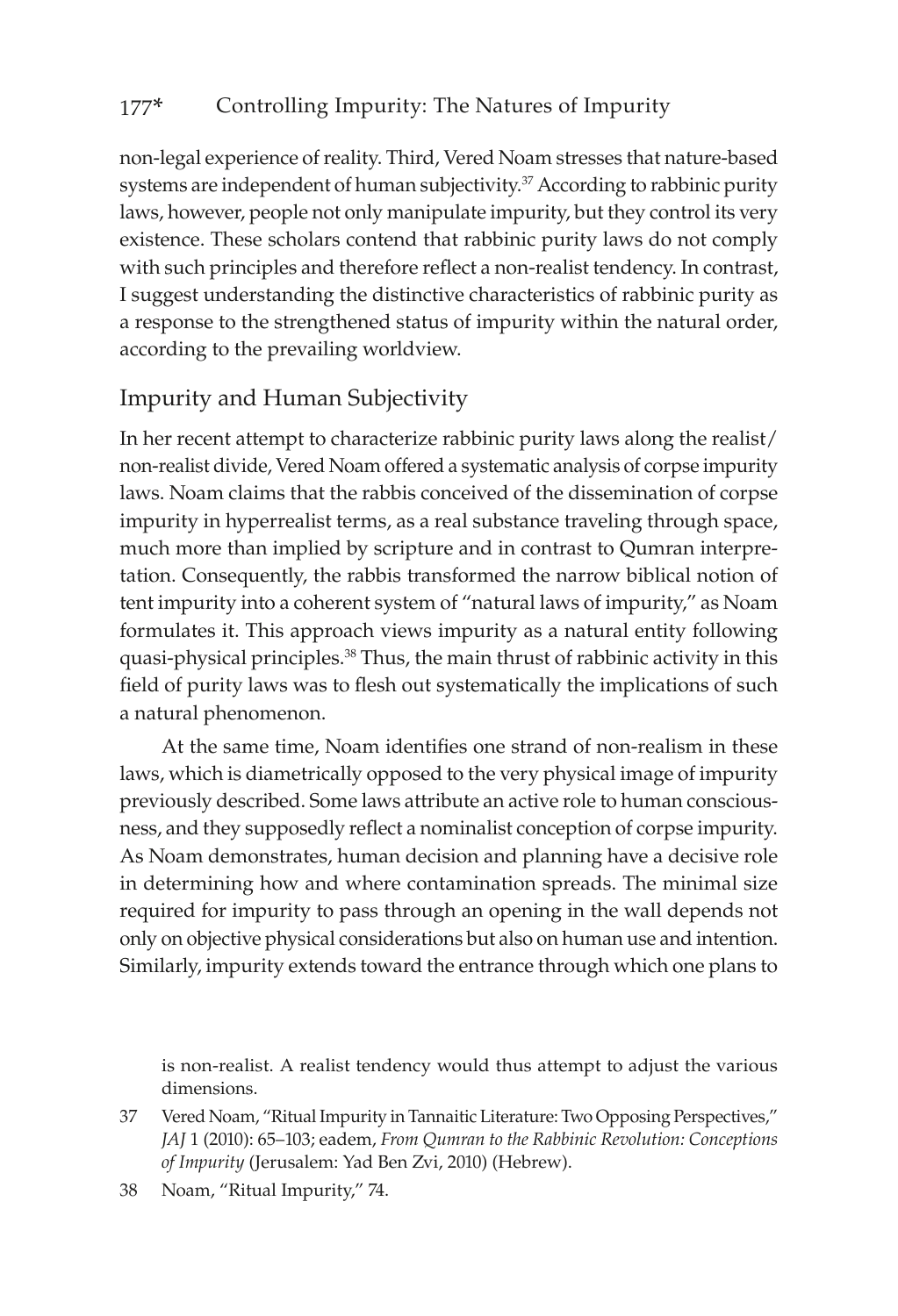non-legal experience of reality. Third, Vered Noam stresses that nature-based systems are independent of human subjectivity.[37] According to rabbinic purity laws, however, people not only manipulate impurity, but they control its very existence. These scholars contend that rabbinic purity laws do not comply with such principles and therefore reflect a non-realist tendency. In contrast, I suggest understanding the distinctive characteristics of rabbinic purity as a response to the strengthened status of impurity within the natural order, according to the prevailing worldview.

## Impurity and Human Subjectivity

In her recent attempt to characterize rabbinic purity laws along the realist/non-realist divide, Vered Noam offered a systematic analysis of corpse impurity laws. Noam claims that the rabbis conceived of the dissemination of corpse impurity in hyperrealist terms, as a real substance traveling through space, much more than implied by scripture and in contrast to Qumran interpretation. Consequently, the rabbis transformed the narrow biblical notion of tent impurity into a coherent system of "natural laws of impurity," as Noam formulates it. This approach views impurity as a natural entity following quasi-physical principles.[38] Thus, the main thrust of rabbinic activity in this field of purity laws was to flesh out systematically the implications of such a natural phenomenon.

At the same time, Noam identifies one strand of non-realism in these laws, which is diametrically opposed to the very physical image of impurity previously described. Some laws attribute an active role to human consciousness, and they supposedly reflect a nominalist conception of corpse impurity. As Noam demonstrates, human decision and planning have a decisive role in determining how and where contamination spreads. The minimal size required for impurity to pass through an opening in the wall depends not only on objective physical considerations but also on human use and intention. Similarly, impurity extends toward the entrance through which one plans to

is non-realist. A realist tendency would thus attempt to adjust the various dimensions.

37 Vered Noam, "Ritual Impurity in Tannaitic Literature: Two Opposing Perspectives," *JAJ* 1 (2010): 65–103; eadem, *From Qumran to the Rabbinic Revolution: Conceptions of Impurity* (Jerusalem: Yad Ben Zvi, 2010) (Hebrew).

38 Noam, "Ritual Impurity," 74.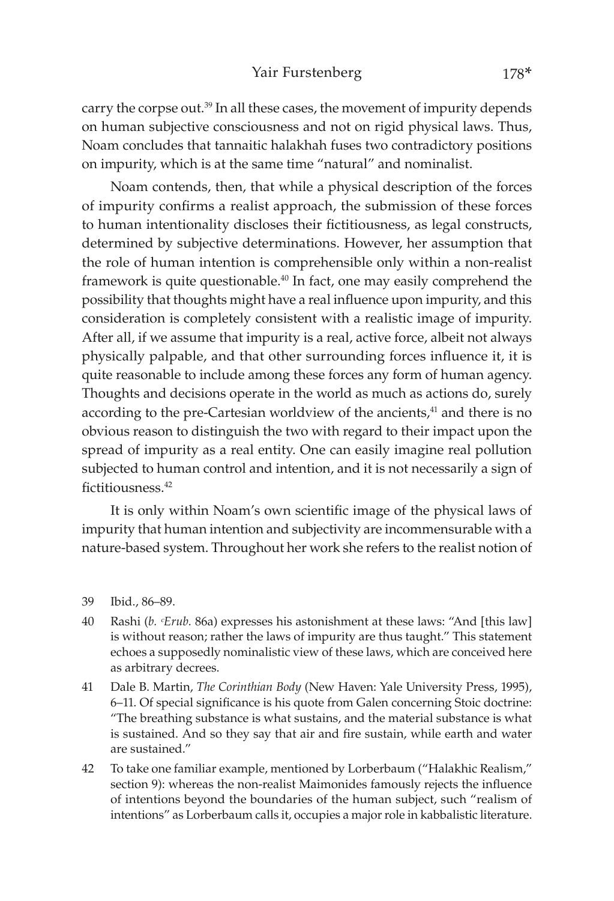carry the corpse out.[39] In all these cases, the movement of impurity depends on human subjective consciousness and not on rigid physical laws. Thus, Noam concludes that tannaitic halakhah fuses two contradictory positions on impurity, which is at the same time "natural" and nominalist.

Noam contends, then, that while a physical description of the forces of impurity confirms a realist approach, the submission of these forces to human intentionality discloses their fictitiousness, as legal constructs, determined by subjective determinations. However, her assumption that the role of human intention is comprehensible only within a non-realist framework is quite questionable.[40] In fact, one may easily comprehend the possibility that thoughts might have a real influence upon impurity, and this consideration is completely consistent with a realistic image of impurity. After all, if we assume that impurity is a real, active force, albeit not always physically palpable, and that other surrounding forces influence it, it is quite reasonable to include among these forces any form of human agency. Thoughts and decisions operate in the world as much as actions do, surely according to the pre-Cartesian worldview of the ancients,[41] and there is no obvious reason to distinguish the two with regard to their impact upon the spread of impurity as a real entity. One can easily imagine real pollution subjected to human control and intention, and it is not necessarily a sign of fictitiousness.[42]

It is only within Noam's own scientific image of the physical laws of impurity that human intention and subjectivity are incommensurable with a nature-based system. Throughout her work she refers to the realist notion of

---

39 Ibid., 86–89.

40 Rashi (*b. ʿErub.* 86a) expresses his astonishment at these laws: "And [this law] is without reason; rather the laws of impurity are thus taught." This statement echoes a supposedly nominalistic view of these laws, which are conceived here as arbitrary decrees.

41 Dale B. Martin, *The Corinthian Body* (New Haven: Yale University Press, 1995), 6–11. Of special significance is his quote from Galen concerning Stoic doctrine: "The breathing substance is what sustains, and the material substance is what is sustained. And so they say that air and fire sustain, while earth and water are sustained."

42 To take one familiar example, mentioned by Lorberbaum ("Halakhic Realism," section 9): whereas the non-realist Maimonides famously rejects the influence of intentions beyond the boundaries of the human subject, such "realism of intentions" as Lorberbaum calls it, occupies a major role in kabbalistic literature.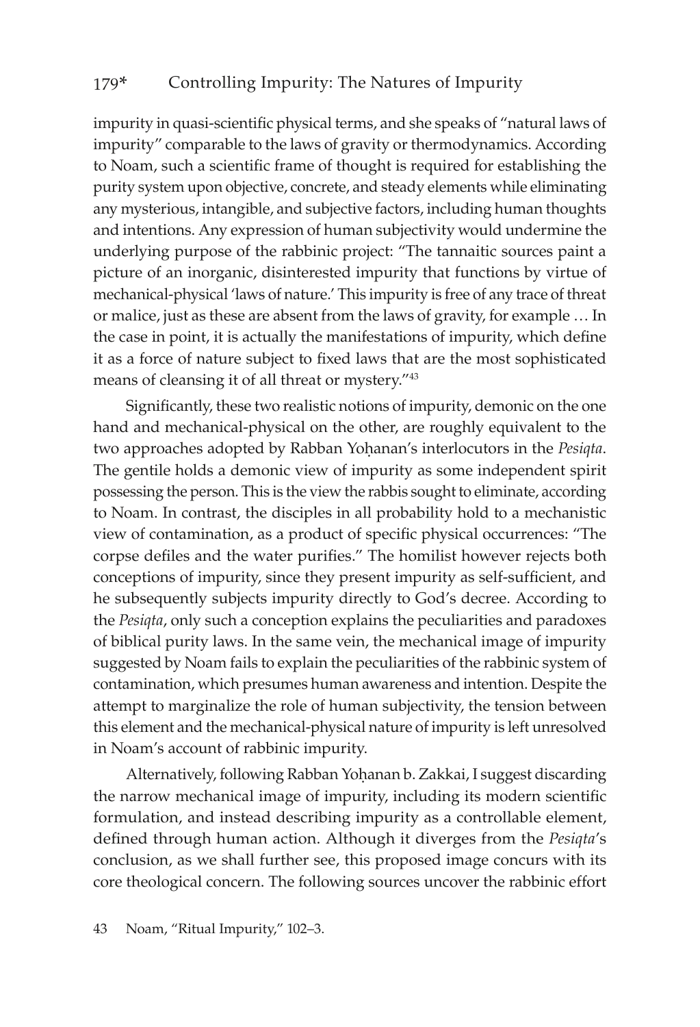impurity in quasi-scientific physical terms, and she speaks of "natural laws of impurity" comparable to the laws of gravity or thermodynamics. According to Noam, such a scientific frame of thought is required for establishing the purity system upon objective, concrete, and steady elements while eliminating any mysterious, intangible, and subjective factors, including human thoughts and intentions. Any expression of human subjectivity would undermine the underlying purpose of the rabbinic project: "The tannaitic sources paint a picture of an inorganic, disinterested impurity that functions by virtue of mechanical-physical 'laws of nature.' This impurity is free of any trace of threat or malice, just as these are absent from the laws of gravity, for example … In the case in point, it is actually the manifestations of impurity, which define it as a force of nature subject to fixed laws that are the most sophisticated means of cleansing it of all threat or mystery."[43]

Significantly, these two realistic notions of impurity, demonic on the one hand and mechanical-physical on the other, are roughly equivalent to the two approaches adopted by Rabban Yoḥanan's interlocutors in the *Pesiqta*. The gentile holds a demonic view of impurity as some independent spirit possessing the person. This is the view the rabbis sought to eliminate, according to Noam. In contrast, the disciples in all probability hold to a mechanistic view of contamination, as a product of specific physical occurrences: "The corpse defiles and the water purifies." The homilist however rejects both conceptions of impurity, since they present impurity as self-sufficient, and he subsequently subjects impurity directly to God's decree. According to the *Pesiqta*, only such a conception explains the peculiarities and paradoxes of biblical purity laws. In the same vein, the mechanical image of impurity suggested by Noam fails to explain the peculiarities of the rabbinic system of contamination, which presumes human awareness and intention. Despite the attempt to marginalize the role of human subjectivity, the tension between this element and the mechanical-physical nature of impurity is left unresolved in Noam's account of rabbinic impurity.

Alternatively, following Rabban Yoḥanan b. Zakkai, I suggest discarding the narrow mechanical image of impurity, including its modern scientific formulation, and instead describing impurity as a controllable element, defined through human action. Although it diverges from the *Pesiqta*'s conclusion, as we shall further see, this proposed image concurs with its core theological concern. The following sources uncover the rabbinic effort

43 Noam, "Ritual Impurity," 102–3.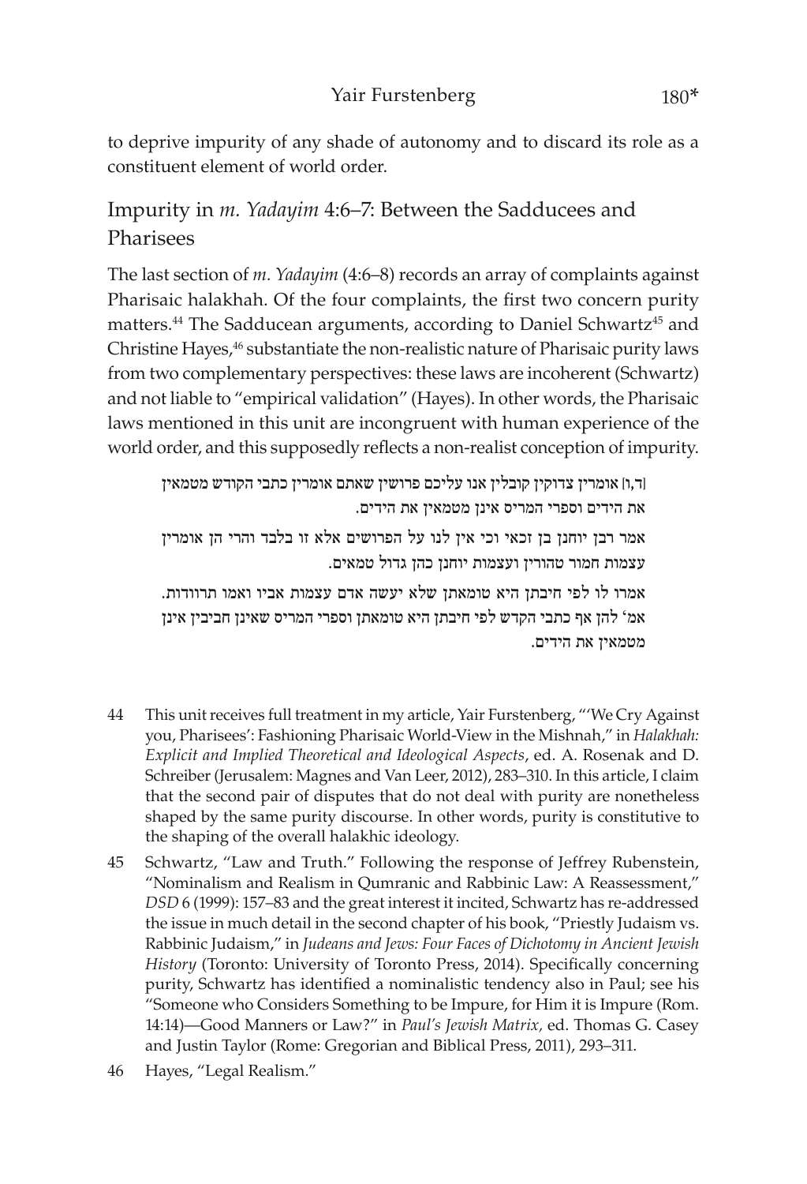to deprive impurity of any shade of autonomy and to discard its role as a constituent element of world order.

## Impurity in *m. Yadayim* 4:6–7: Between the Sadducees and Pharisees

The last section of *m. Yadayim* (4:6–8) records an array of complaints against Pharisaic halakhah. Of the four complaints, the first two concern purity matters.[44] The Sadducean arguments, according to Daniel Schwartz[45] and Christine Hayes,[46] substantiate the non-realistic nature of Pharisaic purity laws from two complementary perspectives: these laws are incoherent (Schwartz) and not liable to "empirical validation" (Hayes). In other words, the Pharisaic laws mentioned in this unit are incongruent with human experience of the world order, and this supposedly reflects a non-realist conception of impurity.

[ד,ו] אומרין צדוקין קובלין אנו עליכם פרושין שאתם אומרין כתבי הקודש מטמאין את הידים וספרי המריס אינן מטמאין את הידים.

אמר רבן יוחנן בן זכאי וכי אין לנו על הפרושים אלא זו בלבד והרי הן אומרין עצמות חמור טהורין ועצמות יוחנן כהן גדול טמאים.

אמרו לו לפי חיבתן היא טומאתן שלא יעשה אדם עצמות אביו ואמו תרוודות. אמ' להן אף כתבי הקדש לפי חיבתן היא טומאתן וספרי המריס שאינן חביבין אינן מטמאין את הידים.

---

44 This unit receives full treatment in my article, Yair Furstenberg, "'We Cry Against you, Pharisees': Fashioning Pharisaic World-View in the Mishnah," in *Halakhah: Explicit and Implied Theoretical and Ideological Aspects*, ed. A. Rosenak and D. Schreiber (Jerusalem: Magnes and Van Leer, 2012), 283–310. In this article, I claim that the second pair of disputes that do not deal with purity are nonetheless shaped by the same purity discourse. In other words, purity is constitutive to the shaping of the overall halakhic ideology.

45 Schwartz, "Law and Truth." Following the response of Jeffrey Rubenstein, "Nominalism and Realism in Qumranic and Rabbinic Law: A Reassessment," *DSD* 6 (1999): 157–83 and the great interest it incited, Schwartz has re-addressed the issue in much detail in the second chapter of his book, "Priestly Judaism vs. Rabbinic Judaism," in *Judeans and Jews: Four Faces of Dichotomy in Ancient Jewish History* (Toronto: University of Toronto Press, 2014). Specifically concerning purity, Schwartz has identified a nominalistic tendency also in Paul; see his "Someone who Considers Something to be Impure, for Him it is Impure (Rom. 14:14)—Good Manners or Law?" in *Paul's Jewish Matrix*, ed. Thomas G. Casey and Justin Taylor (Rome: Gregorian and Biblical Press, 2011), 293–311.

46 Hayes, "Legal Realism."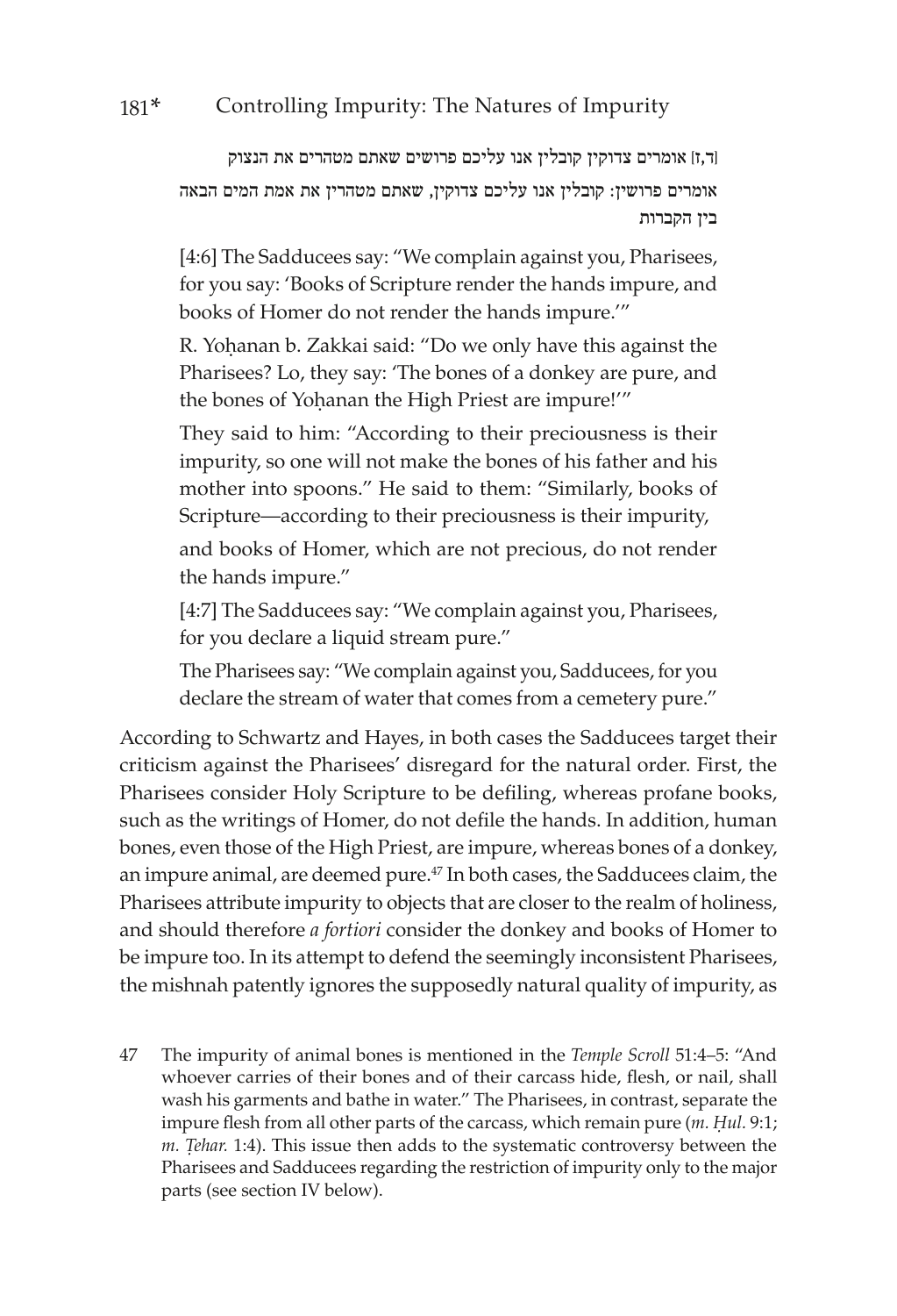[ד,ז] אומרים צדוקין קובלין אנו עליכם פרושים שאתם מטהרים את הנצוק

אומרים פרושין: קובלין אנו עליכם צדוקין, שאתם מטהרין את אמת המים הבאה בין הקברות

> [4:6] The Sadducees say: "We complain against you, Pharisees, for you say: 'Books of Scripture render the hands impure, and books of Homer do not render the hands impure.'"
>
> R. Yoḥanan b. Zakkai said: "Do we only have this against the Pharisees? Lo, they say: 'The bones of a donkey are pure, and the bones of Yoḥanan the High Priest are impure!'"
>
> They said to him: "According to their preciousness is their impurity, so one will not make the bones of his father and his mother into spoons." He said to them: "Similarly, books of Scripture—according to their preciousness is their impurity, and books of Homer, which are not precious, do not render the hands impure."
>
> [4:7] The Sadducees say: "We complain against you, Pharisees, for you declare a liquid stream pure."
>
> The Pharisees say: "We complain against you, Sadducees, for you declare the stream of water that comes from a cemetery pure."

According to Schwartz and Hayes, in both cases the Sadducees target their criticism against the Pharisees' disregard for the natural order. First, the Pharisees consider Holy Scripture to be defiling, whereas profane books, such as the writings of Homer, do not defile the hands. In addition, human bones, even those of the High Priest, are impure, whereas bones of a donkey, an impure animal, are deemed pure.[47] In both cases, the Sadducees claim, the Pharisees attribute impurity to objects that are closer to the realm of holiness, and should therefore *a fortiori* consider the donkey and books of Homer to be impure too. In its attempt to defend the seemingly inconsistent Pharisees, the mishnah patently ignores the supposedly natural quality of impurity, as

47 The impurity of animal bones is mentioned in the *Temple Scroll* 51:4–5: "And whoever carries of their bones and of their carcass hide, flesh, or nail, shall wash his garments and bathe in water." The Pharisees, in contrast, separate the impure flesh from all other parts of the carcass, which remain pure (*m. Ḥul.* 9:1; *m. Ṭehar.* 1:4). This issue then adds to the systematic controversy between the Pharisees and Sadducees regarding the restriction of impurity only to the major parts (see section IV below).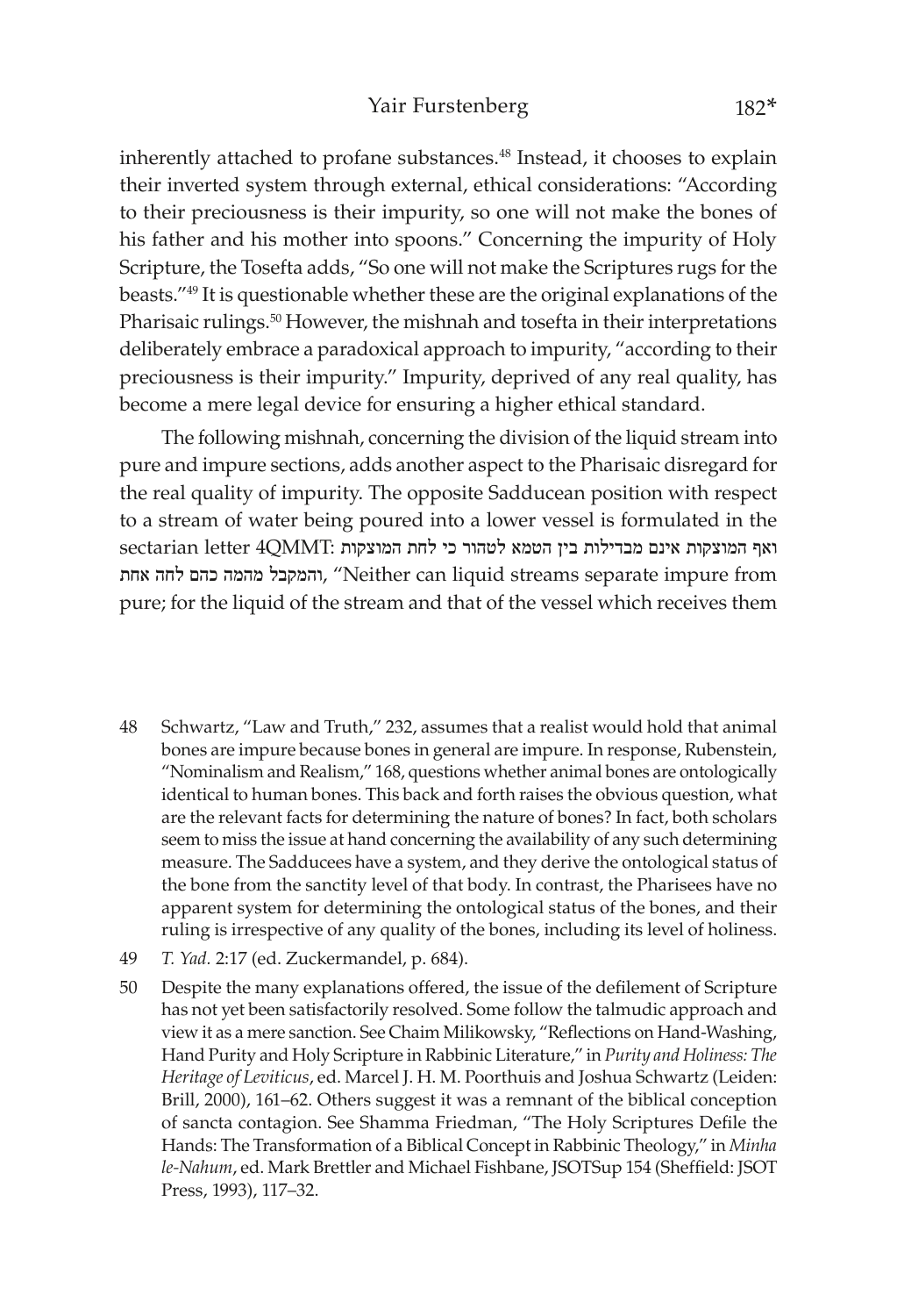inherently attached to profane substances.[48] Instead, it chooses to explain their inverted system through external, ethical considerations: "According to their preciousness is their impurity, so one will not make the bones of his father and his mother into spoons." Concerning the impurity of Holy Scripture, the Tosefta adds, "So one will not make the Scriptures rugs for the beasts."[49] It is questionable whether these are the original explanations of the Pharisaic rulings.[50] However, the mishnah and tosefta in their interpretations deliberately embrace a paradoxical approach to impurity, "according to their preciousness is their impurity." Impurity, deprived of any real quality, has become a mere legal device for ensuring a higher ethical standard.

The following mishnah, concerning the division of the liquid stream into pure and impure sections, adds another aspect to the Pharisaic disregard for the real quality of impurity. The opposite Sadducean position with respect to a stream of water being poured into a lower vessel is formulated in the sectarian letter 4QMMT: ואף המוצקות אינם מבדילות בין הטמא לטהור כי לחת המוצקות והמקבל מהמה כהם לחה אחת, "Neither can liquid streams separate impure from pure; for the liquid of the stream and that of the vessel which receives them

48 Schwartz, "Law and Truth," 232, assumes that a realist would hold that animal bones are impure because bones in general are impure. In response, Rubenstein, "Nominalism and Realism," 168, questions whether animal bones are ontologically identical to human bones. This back and forth raises the obvious question, what are the relevant facts for determining the nature of bones? In fact, both scholars seem to miss the issue at hand concerning the availability of any such determining measure. The Sadducees have a system, and they derive the ontological status of the bone from the sanctity level of that body. In contrast, the Pharisees have no apparent system for determining the ontological status of the bones, and their ruling is irrespective of any quality of the bones, including its level of holiness.

49 *T. Yad.* 2:17 (ed. Zuckermandel, p. 684).

50 Despite the many explanations offered, the issue of the defilement of Scripture has not yet been satisfactorily resolved. Some follow the talmudic approach and view it as a mere sanction. See Chaim Milikowsky, "Reflections on Hand-Washing, Hand Purity and Holy Scripture in Rabbinic Literature," in *Purity and Holiness: The Heritage of Leviticus*, ed. Marcel J. H. M. Poorthuis and Joshua Schwartz (Leiden: Brill, 2000), 161–62. Others suggest it was a remnant of the biblical conception of sancta contagion. See Shamma Friedman, "The Holy Scriptures Defile the Hands: The Transformation of a Biblical Concept in Rabbinic Theology," in *Minha le-Nahum*, ed. Mark Brettler and Michael Fishbane, JSOTSup 154 (Sheffield: JSOT Press, 1993), 117–32.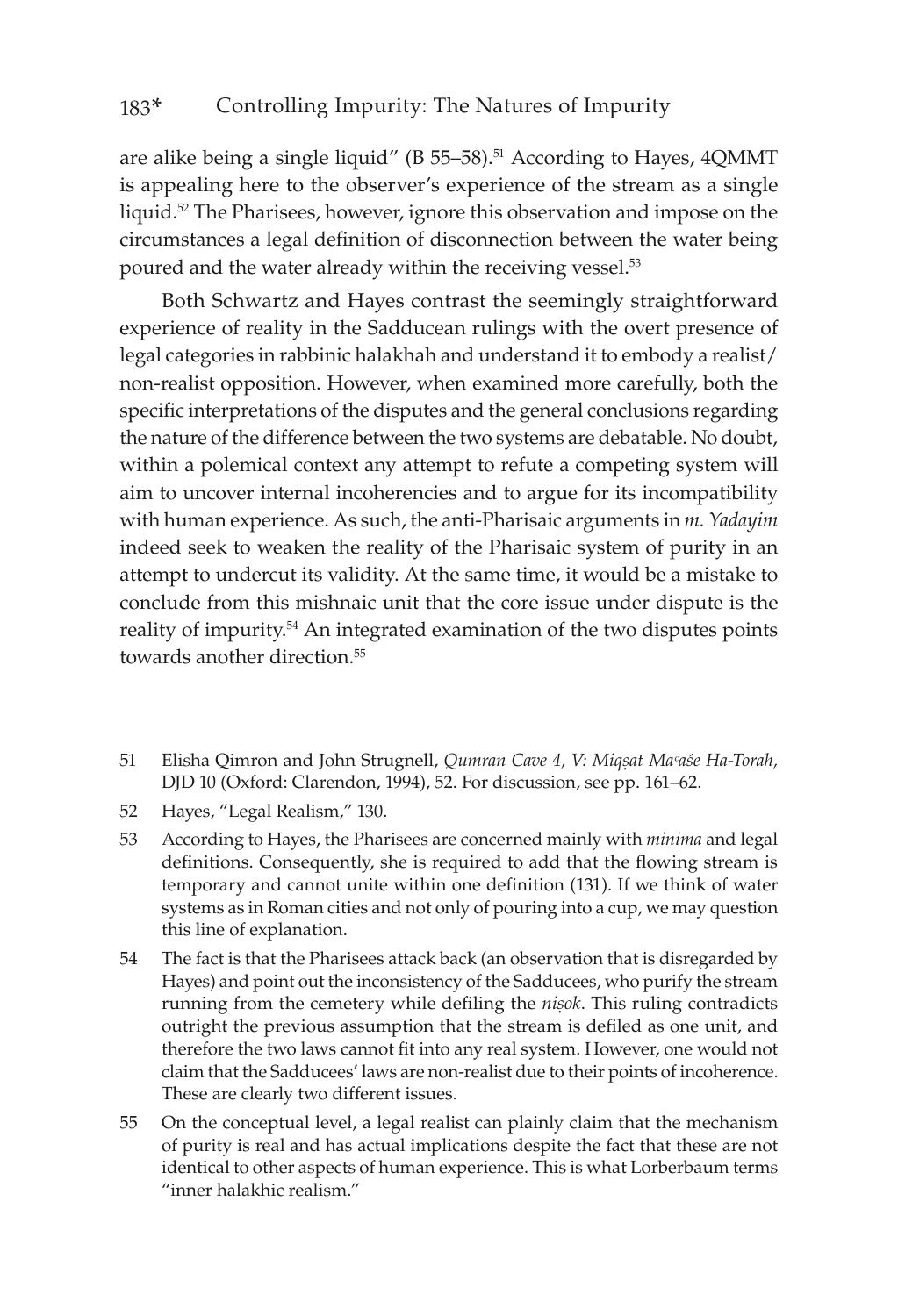are alike being a single liquid" (B 55–58).[51] According to Hayes, 4QMMT is appealing here to the observer's experience of the stream as a single liquid.[52] The Pharisees, however, ignore this observation and impose on the circumstances a legal definition of disconnection between the water being poured and the water already within the receiving vessel.[53]

Both Schwartz and Hayes contrast the seemingly straightforward experience of reality in the Sadducean rulings with the overt presence of legal categories in rabbinic halakhah and understand it to embody a realist/non-realist opposition. However, when examined more carefully, both the specific interpretations of the disputes and the general conclusions regarding the nature of the difference between the two systems are debatable. No doubt, within a polemical context any attempt to refute a competing system will aim to uncover internal incoherencies and to argue for its incompatibility with human experience. As such, the anti-Pharisaic arguments in *m. Yadayim* indeed seek to weaken the reality of the Pharisaic system of purity in an attempt to undercut its validity. At the same time, it would be a mistake to conclude from this mishnaic unit that the core issue under dispute is the reality of impurity.[54] An integrated examination of the two disputes points towards another direction.[55]

51 Elisha Qimron and John Strugnell, *Qumran Cave 4, V: Miqṣat Maʿaśe Ha-Torah,* DJD 10 (Oxford: Clarendon, 1994), 52. For discussion, see pp. 161–62.

52 Hayes, "Legal Realism," 130.

53 According to Hayes, the Pharisees are concerned mainly with *minima* and legal definitions. Consequently, she is required to add that the flowing stream is temporary and cannot unite within one definition (131). If we think of water systems as in Roman cities and not only of pouring into a cup, we may question this line of explanation.

54 The fact is that the Pharisees attack back (an observation that is disregarded by Hayes) and point out the inconsistency of the Sadducees, who purify the stream running from the cemetery while defiling the *niṣok*. This ruling contradicts outright the previous assumption that the stream is defiled as one unit, and therefore the two laws cannot fit into any real system. However, one would not claim that the Sadducees' laws are non-realist due to their points of incoherence. These are clearly two different issues.

55 On the conceptual level, a legal realist can plainly claim that the mechanism of purity is real and has actual implications despite the fact that these are not identical to other aspects of human experience. This is what Lorberbaum terms "inner halakhic realism."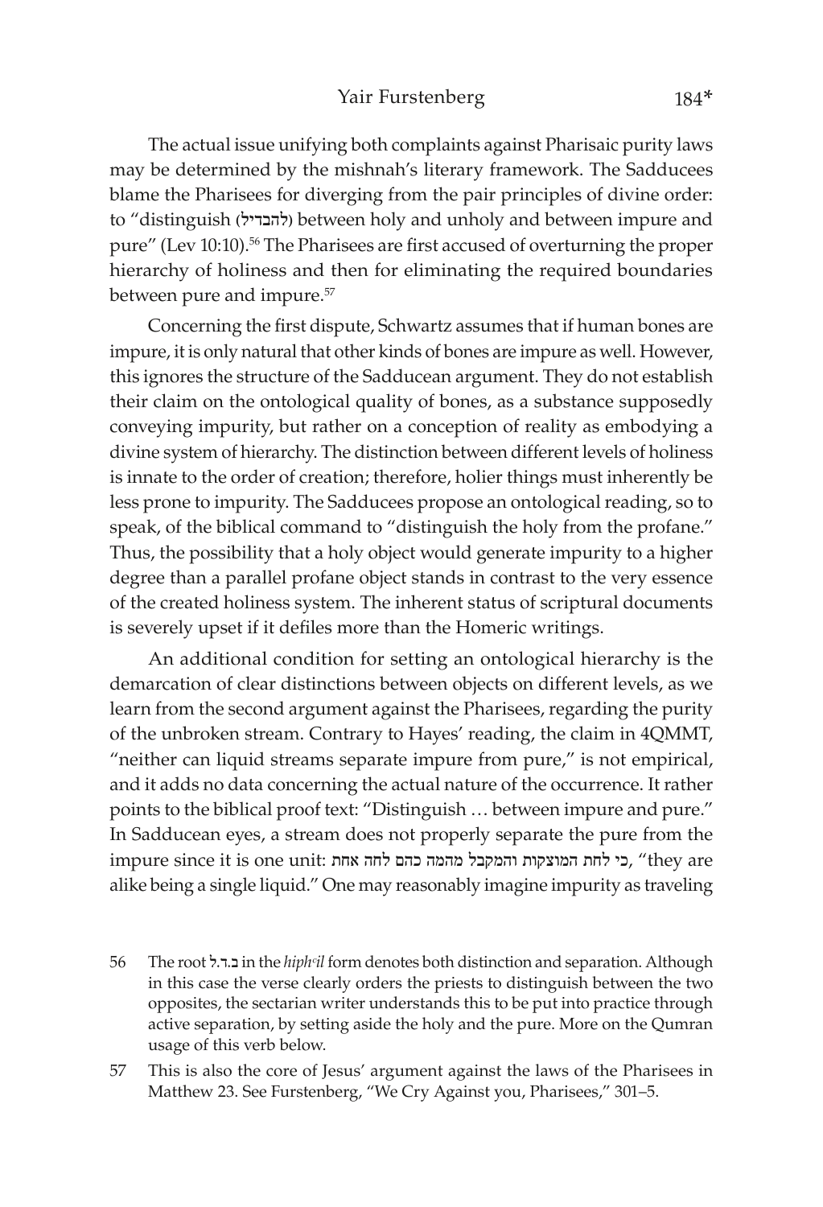The actual issue unifying both complaints against Pharisaic purity laws may be determined by the mishnah's literary framework. The Sadducees blame the Pharisees for diverging from the pair principles of divine order: to "distinguish (להבדיל) between holy and unholy and between impure and pure" (Lev 10:10).[56] The Pharisees are first accused of overturning the proper hierarchy of holiness and then for eliminating the required boundaries between pure and impure.[57]

Concerning the first dispute, Schwartz assumes that if human bones are impure, it is only natural that other kinds of bones are impure as well. However, this ignores the structure of the Sadducean argument. They do not establish their claim on the ontological quality of bones, as a substance supposedly conveying impurity, but rather on a conception of reality as embodying a divine system of hierarchy. The distinction between different levels of holiness is innate to the order of creation; therefore, holier things must inherently be less prone to impurity. The Sadducees propose an ontological reading, so to speak, of the biblical command to "distinguish the holy from the profane." Thus, the possibility that a holy object would generate impurity to a higher degree than a parallel profane object stands in contrast to the very essence of the created holiness system. The inherent status of scriptural documents is severely upset if it defiles more than the Homeric writings.

An additional condition for setting an ontological hierarchy is the demarcation of clear distinctions between objects on different levels, as we learn from the second argument against the Pharisees, regarding the purity of the unbroken stream. Contrary to Hayes' reading, the claim in 4QMMT, "neither can liquid streams separate impure from pure," is not empirical, and it adds no data concerning the actual nature of the occurrence. It rather points to the biblical proof text: "Distinguish … between impure and pure." In Sadducean eyes, a stream does not properly separate the pure from the impure since it is one unit: כי לחת המוצקות והמקבל מהמה כהם לחה אחת, "they are alike being a single liquid." One may reasonably imagine impurity as traveling

56 The root ב.ד.ל in the *hiph'il* form denotes both distinction and separation. Although in this case the verse clearly orders the priests to distinguish between the two opposites, the sectarian writer understands this to be put into practice through active separation, by setting aside the holy and the pure. More on the Qumran usage of this verb below.

57 This is also the core of Jesus' argument against the laws of the Pharisees in Matthew 23. See Furstenberg, "We Cry Against you, Pharisees," 301–5.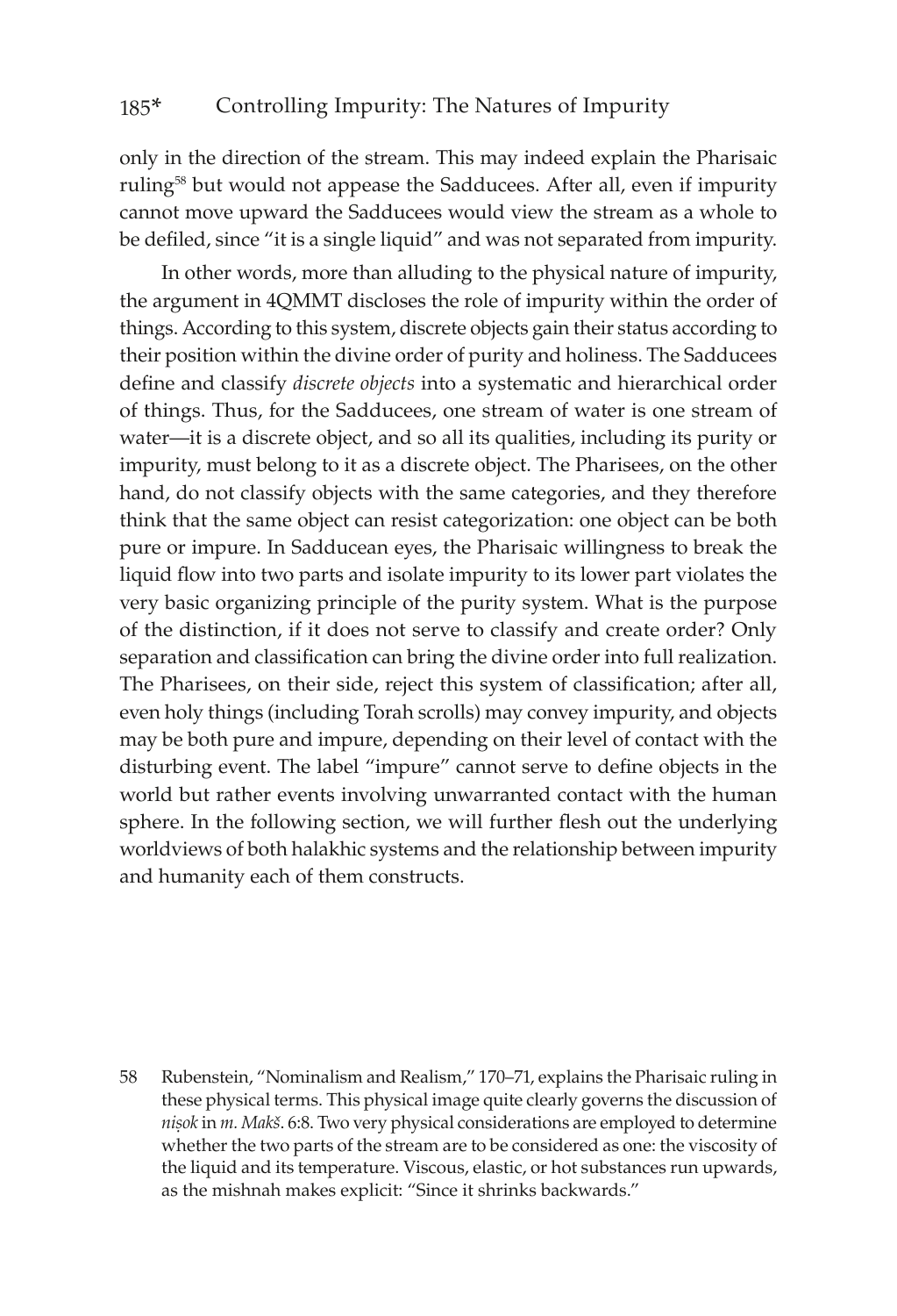only in the direction of the stream. This may indeed explain the Pharisaic ruling[58] but would not appease the Sadducees. After all, even if impurity cannot move upward the Sadducees would view the stream as a whole to be defiled, since "it is a single liquid" and was not separated from impurity.

In other words, more than alluding to the physical nature of impurity, the argument in 4QMMT discloses the role of impurity within the order of things. According to this system, discrete objects gain their status according to their position within the divine order of purity and holiness. The Sadducees define and classify *discrete objects* into a systematic and hierarchical order of things. Thus, for the Sadducees, one stream of water is one stream of water—it is a discrete object, and so all its qualities, including its purity or impurity, must belong to it as a discrete object. The Pharisees, on the other hand, do not classify objects with the same categories, and they therefore think that the same object can resist categorization: one object can be both pure or impure. In Sadducean eyes, the Pharisaic willingness to break the liquid flow into two parts and isolate impurity to its lower part violates the very basic organizing principle of the purity system. What is the purpose of the distinction, if it does not serve to classify and create order? Only separation and classification can bring the divine order into full realization. The Pharisees, on their side, reject this system of classification; after all, even holy things (including Torah scrolls) may convey impurity, and objects may be both pure and impure, depending on their level of contact with the disturbing event. The label "impure" cannot serve to define objects in the world but rather events involving unwarranted contact with the human sphere. In the following section, we will further flesh out the underlying worldviews of both halakhic systems and the relationship between impurity and humanity each of them constructs.

58 Rubenstein, "Nominalism and Realism," 170–71, explains the Pharisaic ruling in these physical terms. This physical image quite clearly governs the discussion of *niṣok* in *m. Makš.* 6:8. Two very physical considerations are employed to determine whether the two parts of the stream are to be considered as one: the viscosity of the liquid and its temperature. Viscous, elastic, or hot substances run upwards, as the mishnah makes explicit: "Since it shrinks backwards."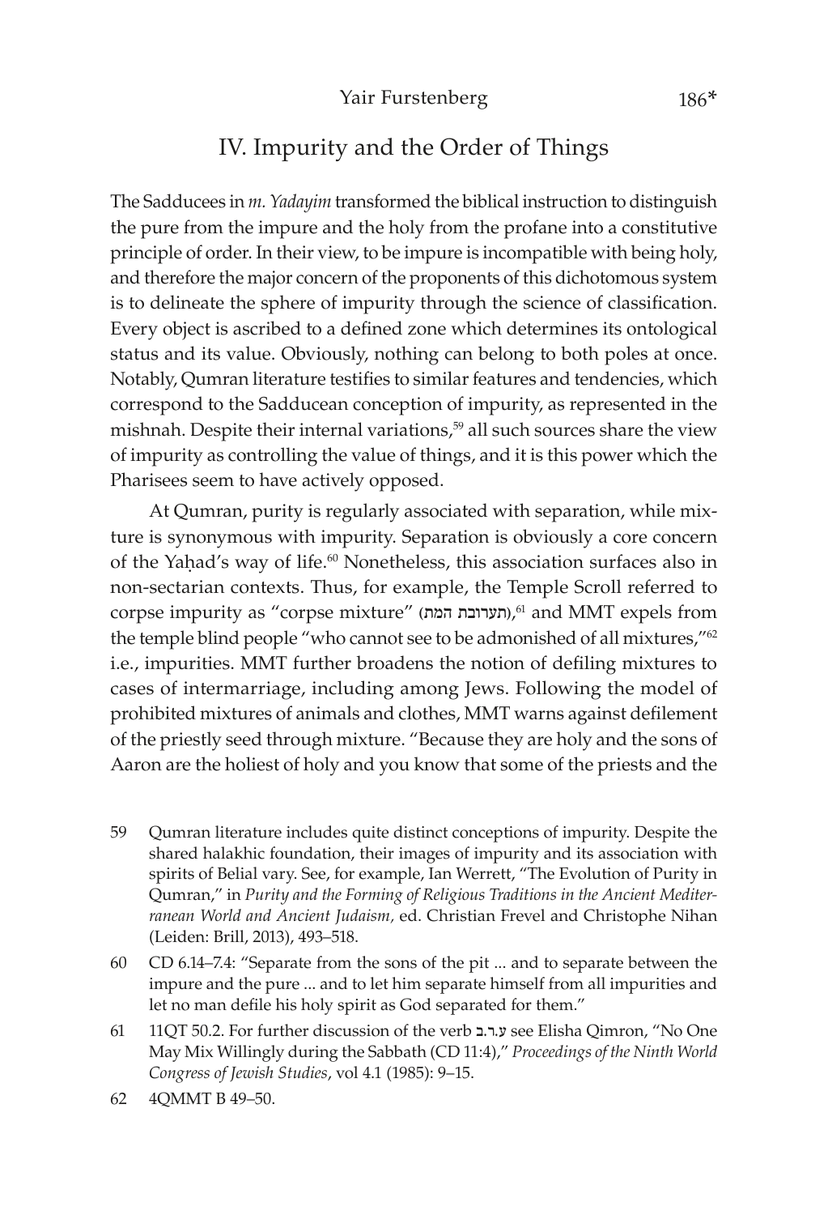## IV. Impurity and the Order of Things

The Sadducees in *m. Yadayim* transformed the biblical instruction to distinguish the pure from the impure and the holy from the profane into a constitutive principle of order. In their view, to be impure is incompatible with being holy, and therefore the major concern of the proponents of this dichotomous system is to delineate the sphere of impurity through the science of classification. Every object is ascribed to a defined zone which determines its ontological status and its value. Obviously, nothing can belong to both poles at once. Notably, Qumran literature testifies to similar features and tendencies, which correspond to the Sadducean conception of impurity, as represented in the mishnah. Despite their internal variations,[59] all such sources share the view of impurity as controlling the value of things, and it is this power which the Pharisees seem to have actively opposed.

At Qumran, purity is regularly associated with separation, while mixture is synonymous with impurity. Separation is obviously a core concern of the Yaḥad's way of life.[60] Nonetheless, this association surfaces also in non-sectarian contexts. Thus, for example, the Temple Scroll referred to corpse impurity as "corpse mixture" (תערובת המת),[61] and MMT expels from the temple blind people "who cannot see to be admonished of all mixtures,"[62] i.e., impurities. MMT further broadens the notion of defiling mixtures to cases of intermarriage, including among Jews. Following the model of prohibited mixtures of animals and clothes, MMT warns against defilement of the priestly seed through mixture. "Because they are holy and the sons of Aaron are the holiest of holy and you know that some of the priests and the

---

59 Qumran literature includes quite distinct conceptions of impurity. Despite the shared halakhic foundation, their images of impurity and its association with spirits of Belial vary. See, for example, Ian Werrett, "The Evolution of Purity in Qumran," in *Purity and the Forming of Religious Traditions in the Ancient Mediterranean World and Ancient Judaism*, ed. Christian Frevel and Christophe Nihan (Leiden: Brill, 2013), 493–518.

60 CD 6.14–7.4: "Separate from the sons of the pit ... and to separate between the impure and the pure ... and to let him separate himself from all impurities and let no man defile his holy spirit as God separated for them."

61 11QT 50.2. For further discussion of the verb ע.ר.ב see Elisha Qimron, "No One May Mix Willingly during the Sabbath (CD 11:4)," *Proceedings of the Ninth World Congress of Jewish Studies*, vol 4.1 (1985): 9–15.

62 4QMMT B 49–50.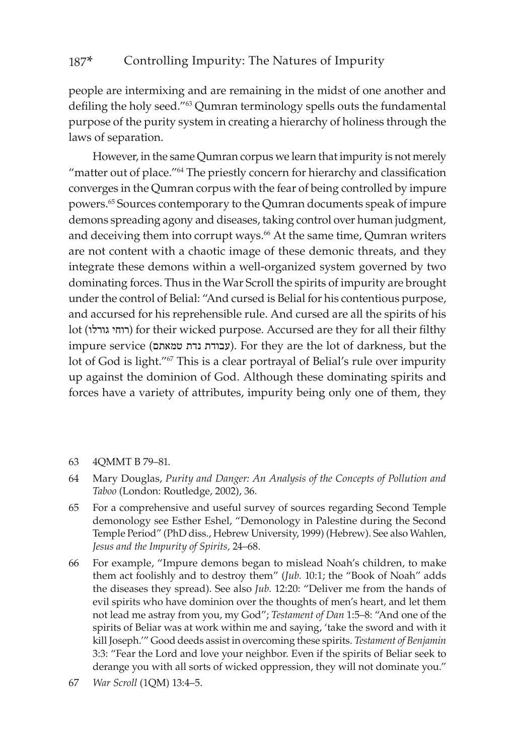people are intermixing and are remaining in the midst of one another and defiling the holy seed."[63] Qumran terminology spells outs the fundamental purpose of the purity system in creating a hierarchy of holiness through the laws of separation.

However, in the same Qumran corpus we learn that impurity is not merely "matter out of place."[64] The priestly concern for hierarchy and classification converges in the Qumran corpus with the fear of being controlled by impure powers.[65] Sources contemporary to the Qumran documents speak of impure demons spreading agony and diseases, taking control over human judgment, and deceiving them into corrupt ways.[66] At the same time, Qumran writers are not content with a chaotic image of these demonic threats, and they integrate these demons within a well-organized system governed by two dominating forces. Thus in the War Scroll the spirits of impurity are brought under the control of Belial: "And cursed is Belial for his contentious purpose, and accursed for his reprehensible rule. And cursed are all the spirits of his lot (רוחי גורלו) for their wicked purpose. Accursed are they for all their filthy impure service (עבודת נדת טמאתם). For they are the lot of darkness, but the lot of God is light."[67] This is a clear portrayal of Belial's rule over impurity up against the dominion of God. Although these dominating spirits and forces have a variety of attributes, impurity being only one of them, they

63 4QMMT B 79–81.

64 Mary Douglas, *Purity and Danger: An Analysis of the Concepts of Pollution and Taboo* (London: Routledge, 2002), 36.

65 For a comprehensive and useful survey of sources regarding Second Temple demonology see Esther Eshel, "Demonology in Palestine during the Second Temple Period" (PhD diss., Hebrew University, 1999) (Hebrew). See also Wahlen, *Jesus and the Impurity of Spirits,* 24–68.

66 For example, "Impure demons began to mislead Noah's children, to make them act foolishly and to destroy them" (*Jub.* 10:1; the "Book of Noah" adds the diseases they spread). See also *Jub.* 12:20: "Deliver me from the hands of evil spirits who have dominion over the thoughts of men's heart, and let them not lead me astray from you, my God"; *Testament of Dan* 1:5–8: "And one of the spirits of Beliar was at work within me and saying, 'take the sword and with it kill Joseph.'" Good deeds assist in overcoming these spirits. *Testament of Benjamin* 3:3: "Fear the Lord and love your neighbor. Even if the spirits of Beliar seek to derange you with all sorts of wicked oppression, they will not dominate you."

67 *War Scroll* (1QM) 13:4–5.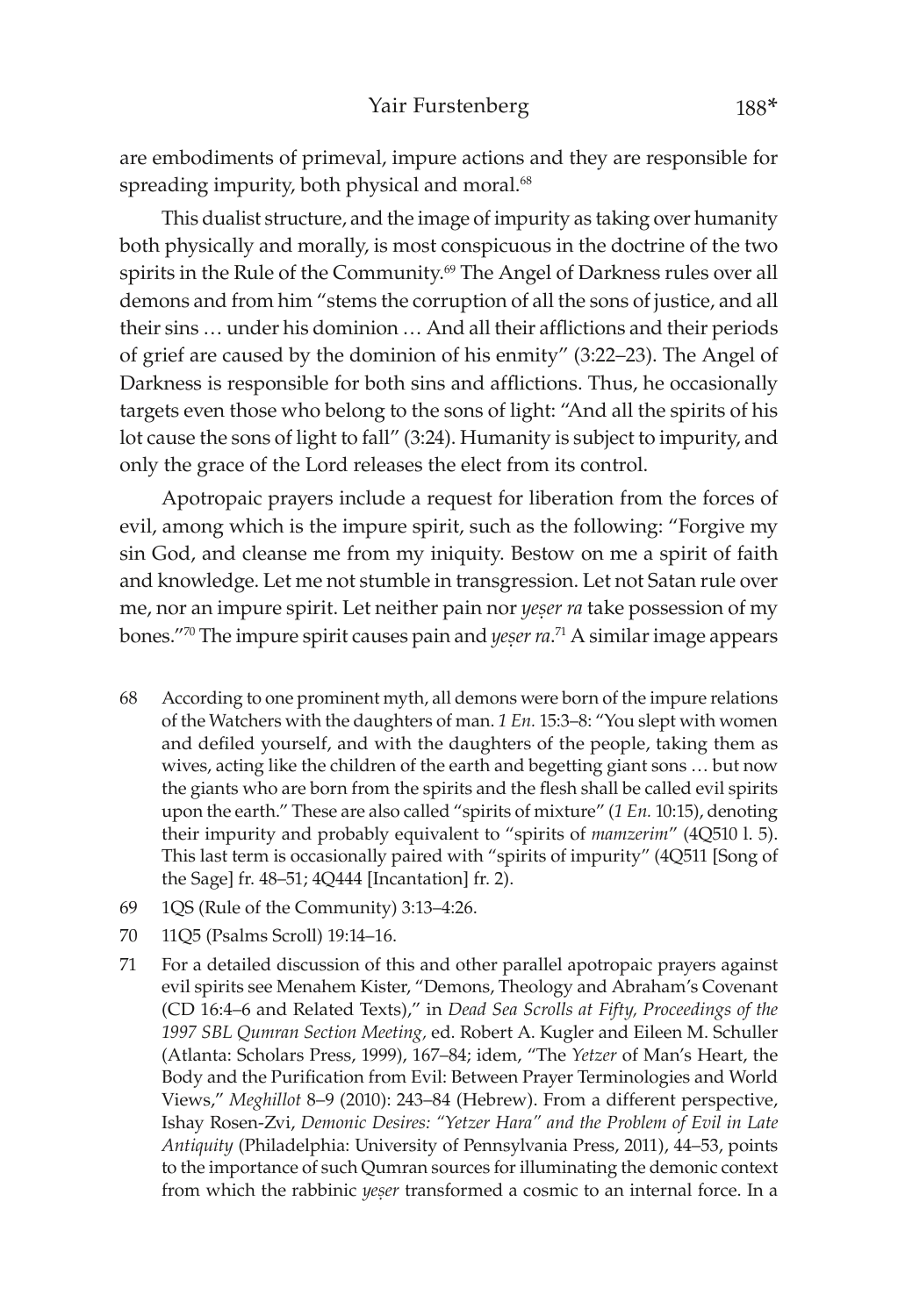are embodiments of primeval, impure actions and they are responsible for spreading impurity, both physical and moral.[68]

This dualist structure, and the image of impurity as taking over humanity both physically and morally, is most conspicuous in the doctrine of the two spirits in the Rule of the Community.[69] The Angel of Darkness rules over all demons and from him "stems the corruption of all the sons of justice, and all their sins … under his dominion … And all their afflictions and their periods of grief are caused by the dominion of his enmity" (3:22–23). The Angel of Darkness is responsible for both sins and afflictions. Thus, he occasionally targets even those who belong to the sons of light: "And all the spirits of his lot cause the sons of light to fall" (3:24). Humanity is subject to impurity, and only the grace of the Lord releases the elect from its control.

Apotropaic prayers include a request for liberation from the forces of evil, among which is the impure spirit, such as the following: "Forgive my sin God, and cleanse me from my iniquity. Bestow on me a spirit of faith and knowledge. Let me not stumble in transgression. Let not Satan rule over me, nor an impure spirit. Let neither pain nor *yeṣer ra* take possession of my bones."[70] The impure spirit causes pain and *yeṣer ra*.[71] A similar image appears

68 According to one prominent myth, all demons were born of the impure relations of the Watchers with the daughters of man. *1 En.* 15:3–8: "You slept with women and defiled yourself, and with the daughters of the people, taking them as wives, acting like the children of the earth and begetting giant sons … but now the giants who are born from the spirits and the flesh shall be called evil spirits upon the earth." These are also called "spirits of mixture" (*1 En.* 10:15), denoting their impurity and probably equivalent to "spirits of *mamzerim*" (4Q510 l. 5). This last term is occasionally paired with "spirits of impurity" (4Q511 [Song of the Sage] fr. 48–51; 4Q444 [Incantation] fr. 2).

69 1QS (Rule of the Community) 3:13–4:26.

70 11Q5 (Psalms Scroll) 19:14–16.

71 For a detailed discussion of this and other parallel apotropaic prayers against evil spirits see Menahem Kister, "Demons, Theology and Abraham's Covenant (CD 16:4–6 and Related Texts)," in *Dead Sea Scrolls at Fifty, Proceedings of the 1997 SBL Qumran Section Meeting*, ed. Robert A. Kugler and Eileen M. Schuller (Atlanta: Scholars Press, 1999), 167–84; idem, "The *Yetzer* of Man's Heart, the Body and the Purification from Evil: Between Prayer Terminologies and World Views," *Meghillot* 8–9 (2010): 243–84 (Hebrew). From a different perspective, Ishay Rosen-Zvi, *Demonic Desires: "Yetzer Hara" and the Problem of Evil in Late Antiquity* (Philadelphia: University of Pennsylvania Press, 2011), 44–53, points to the importance of such Qumran sources for illuminating the demonic context from which the rabbinic *yeṣer* transformed a cosmic to an internal force. In a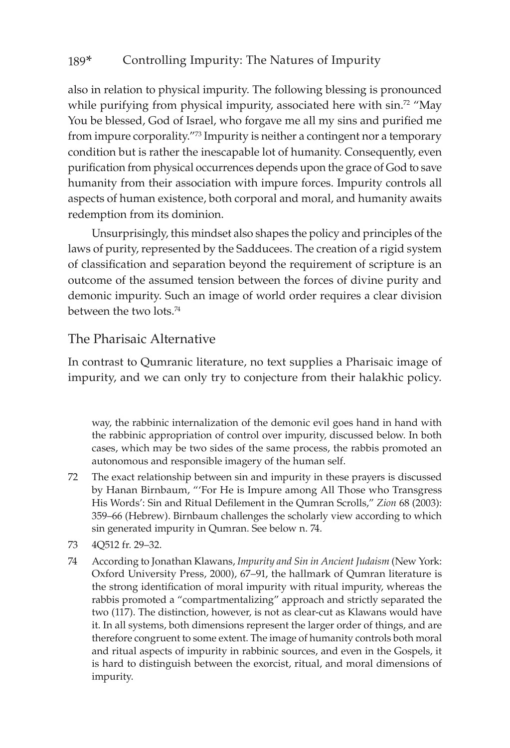also in relation to physical impurity. The following blessing is pronounced while purifying from physical impurity, associated here with sin.[72] "May You be blessed, God of Israel, who forgave me all my sins and purified me from impure corporality."[73] Impurity is neither a contingent nor a temporary condition but is rather the inescapable lot of humanity. Consequently, even purification from physical occurrences depends upon the grace of God to save humanity from their association with impure forces. Impurity controls all aspects of human existence, both corporal and moral, and humanity awaits redemption from its dominion.

Unsurprisingly, this mindset also shapes the policy and principles of the laws of purity, represented by the Sadducees. The creation of a rigid system of classification and separation beyond the requirement of scripture is an outcome of the assumed tension between the forces of divine purity and demonic impurity. Such an image of world order requires a clear division between the two lots.[74]

## The Pharisaic Alternative

In contrast to Qumranic literature, no text supplies a Pharisaic image of impurity, and we can only try to conjecture from their halakhic policy.

way, the rabbinic internalization of the demonic evil goes hand in hand with the rabbinic appropriation of control over impurity, discussed below. In both cases, which may be two sides of the same process, the rabbis promoted an autonomous and responsible imagery of the human self.

72 The exact relationship between sin and impurity in these prayers is discussed by Hanan Birnbaum, "'For He is Impure among All Those who Transgress His Words': Sin and Ritual Defilement in the Qumran Scrolls," *Zion* 68 (2003): 359–66 (Hebrew). Birnbaum challenges the scholarly view according to which sin generated impurity in Qumran. See below n. 74.

73 4Q512 fr. 29–32.

74 According to Jonathan Klawans, *Impurity and Sin in Ancient Judaism* (New York: Oxford University Press, 2000), 67–91, the hallmark of Qumran literature is the strong identification of moral impurity with ritual impurity, whereas the rabbis promoted a "compartmentalizing" approach and strictly separated the two (117). The distinction, however, is not as clear-cut as Klawans would have it. In all systems, both dimensions represent the larger order of things, and are therefore congruent to some extent. The image of humanity controls both moral and ritual aspects of impurity in rabbinic sources, and even in the Gospels, it is hard to distinguish between the exorcist, ritual, and moral dimensions of impurity.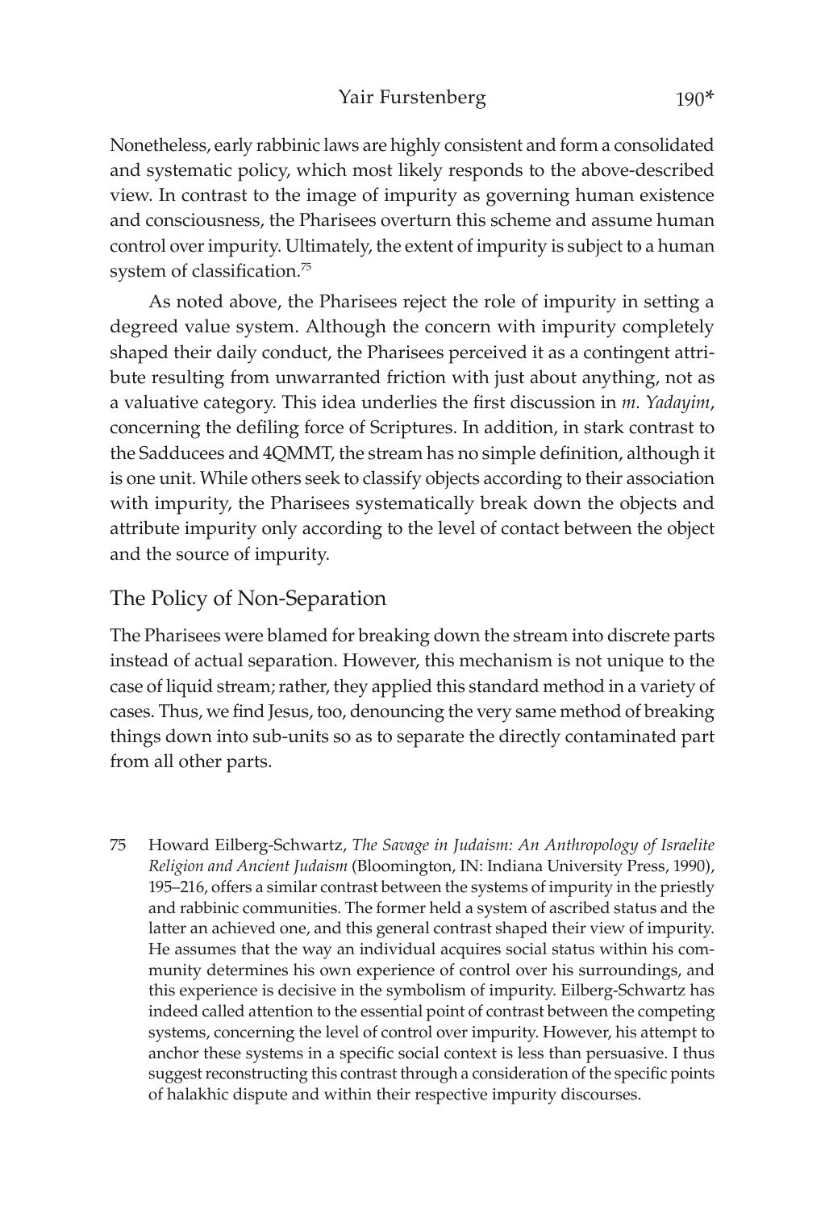Nonetheless, early rabbinic laws are highly consistent and form a consolidated and systematic policy, which most likely responds to the above-described view. In contrast to the image of impurity as governing human existence and consciousness, the Pharisees overturn this scheme and assume human control over impurity. Ultimately, the extent of impurity is subject to a human system of classification.[75]

As noted above, the Pharisees reject the role of impurity in setting a degreed value system. Although the concern with impurity completely shaped their daily conduct, the Pharisees perceived it as a contingent attribute resulting from unwarranted friction with just about anything, not as a valuative category. This idea underlies the first discussion in *m. Yadayim*, concerning the defiling force of Scriptures. In addition, in stark contrast to the Sadducees and 4QMMT, the stream has no simple definition, although it is one unit. While others seek to classify objects according to their association with impurity, the Pharisees systematically break down the objects and attribute impurity only according to the level of contact between the object and the source of impurity.

## The Policy of Non-Separation

The Pharisees were blamed for breaking down the stream into discrete parts instead of actual separation. However, this mechanism is not unique to the case of liquid stream; rather, they applied this standard method in a variety of cases. Thus, we find Jesus, too, denouncing the very same method of breaking things down into sub-units so as to separate the directly contaminated part from all other parts.

75 Howard Eilberg-Schwartz, *The Savage in Judaism: An Anthropology of Israelite Religion and Ancient Judaism* (Bloomington, IN: Indiana University Press, 1990), 195–216, offers a similar contrast between the systems of impurity in the priestly and rabbinic communities. The former held a system of ascribed status and the latter an achieved one, and this general contrast shaped their view of impurity. He assumes that the way an individual acquires social status within his community determines his own experience of control over his surroundings, and this experience is decisive in the symbolism of impurity. Eilberg-Schwartz has indeed called attention to the essential point of contrast between the competing systems, concerning the level of control over impurity. However, his attempt to anchor these systems in a specific social context is less than persuasive. I thus suggest reconstructing this contrast through a consideration of the specific points of halakhic dispute and within their respective impurity discourses.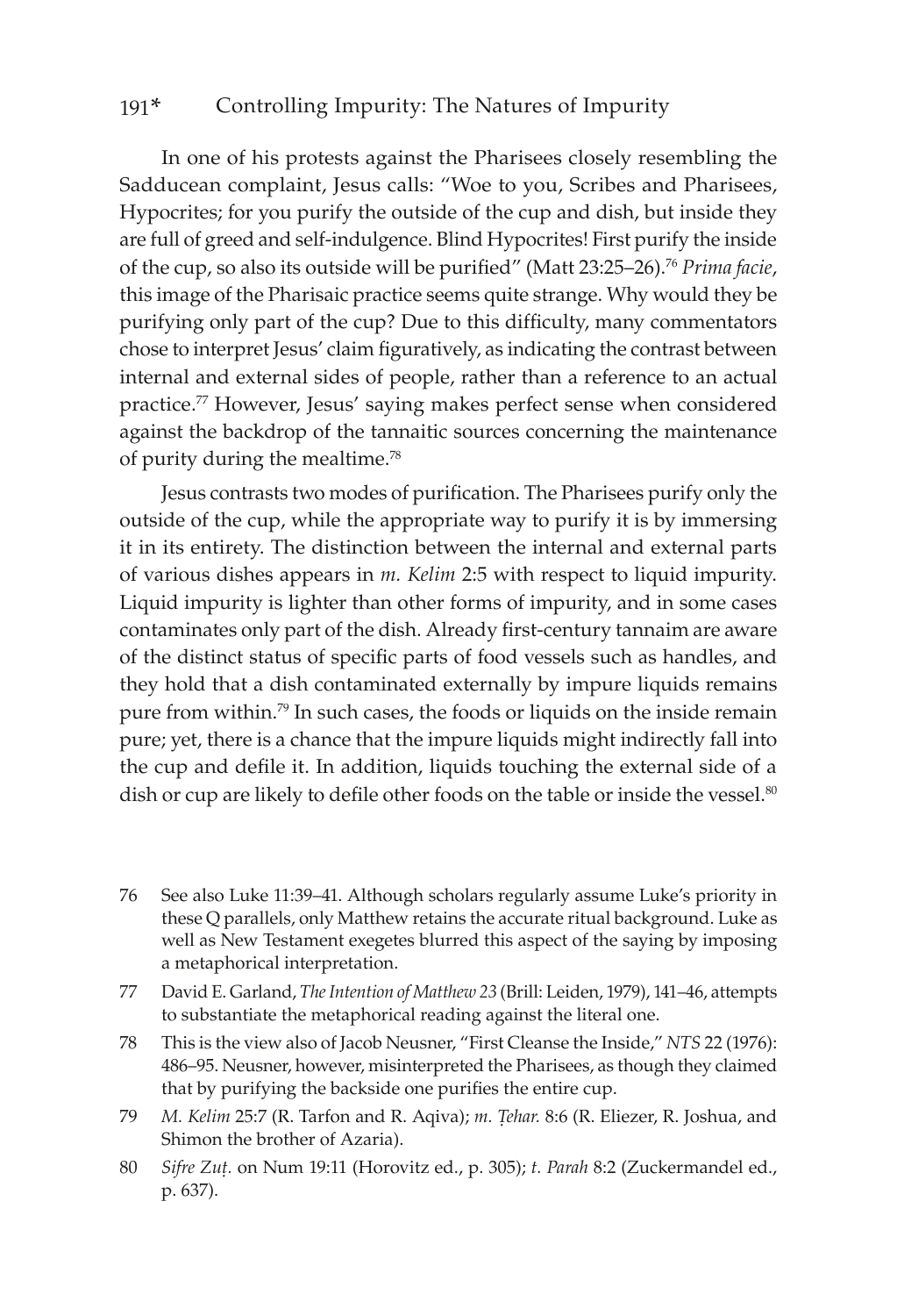In one of his protests against the Pharisees closely resembling the Sadducean complaint, Jesus calls: “Woe to you, Scribes and Pharisees, Hypocrites; for you purify the outside of the cup and dish, but inside they are full of greed and self-indulgence. Blind Hypocrites! First purify the inside of the cup, so also its outside will be purified” (Matt 23:25–26).[76] *Prima facie*, this image of the Pharisaic practice seems quite strange. Why would they be purifying only part of the cup? Due to this difficulty, many commentators chose to interpret Jesus’ claim figuratively, as indicating the contrast between internal and external sides of people, rather than a reference to an actual practice.[77] However, Jesus’ saying makes perfect sense when considered against the backdrop of the tannaitic sources concerning the maintenance of purity during the mealtime.[78]

Jesus contrasts two modes of purification. The Pharisees purify only the outside of the cup, while the appropriate way to purify it is by immersing it in its entirety. The distinction between the internal and external parts of various dishes appears in *m. Kelim* 2:5 with respect to liquid impurity. Liquid impurity is lighter than other forms of impurity, and in some cases contaminates only part of the dish. Already first-century tannaim are aware of the distinct status of specific parts of food vessels such as handles, and they hold that a dish contaminated externally by impure liquids remains pure from within.[79] In such cases, the foods or liquids on the inside remain pure; yet, there is a chance that the impure liquids might indirectly fall into the cup and defile it. In addition, liquids touching the external side of a dish or cup are likely to defile other foods on the table or inside the vessel.[80]

---

76 See also Luke 11:39–41. Although scholars regularly assume Luke’s priority in these Q parallels, only Matthew retains the accurate ritual background. Luke as well as New Testament exegetes blurred this aspect of the saying by imposing a metaphorical interpretation.

77 David E. Garland, *The Intention of Matthew 23* (Brill: Leiden, 1979), 141–46, attempts to substantiate the metaphorical reading against the literal one.

78 This is the view also of Jacob Neusner, “First Cleanse the Inside,” *NTS* 22 (1976): 486–95. Neusner, however, misinterpreted the Pharisees, as though they claimed that by purifying the backside one purifies the entire cup.

79 *M. Kelim* 25:7 (R. Tarfon and R. Aqiva); *m. Ṭehar.* 8:6 (R. Eliezer, R. Joshua, and Shimon the brother of Azaria).

80 *Sifre Zuṭ.* on Num 19:11 (Horovitz ed., p. 305); *t. Parah* 8:2 (Zuckermandel ed., p. 637).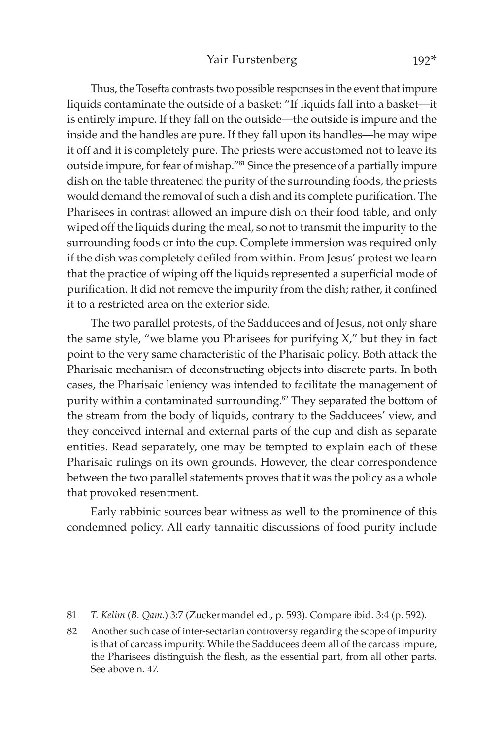Thus, the Tosefta contrasts two possible responses in the event that impure liquids contaminate the outside of a basket: "If liquids fall into a basket—it is entirely impure. If they fall on the outside—the outside is impure and the inside and the handles are pure. If they fall upon its handles—he may wipe it off and it is completely pure. The priests were accustomed not to leave its outside impure, for fear of mishap."[81] Since the presence of a partially impure dish on the table threatened the purity of the surrounding foods, the priests would demand the removal of such a dish and its complete purification. The Pharisees in contrast allowed an impure dish on their food table, and only wiped off the liquids during the meal, so not to transmit the impurity to the surrounding foods or into the cup. Complete immersion was required only if the dish was completely defiled from within. From Jesus' protest we learn that the practice of wiping off the liquids represented a superficial mode of purification. It did not remove the impurity from the dish; rather, it confined it to a restricted area on the exterior side.

The two parallel protests, of the Sadducees and of Jesus, not only share the same style, "we blame you Pharisees for purifying X," but they in fact point to the very same characteristic of the Pharisaic policy. Both attack the Pharisaic mechanism of deconstructing objects into discrete parts. In both cases, the Pharisaic leniency was intended to facilitate the management of purity within a contaminated surrounding.[82] They separated the bottom of the stream from the body of liquids, contrary to the Sadducees' view, and they conceived internal and external parts of the cup and dish as separate entities. Read separately, one may be tempted to explain each of these Pharisaic rulings on its own grounds. However, the clear correspondence between the two parallel statements proves that it was the policy as a whole that provoked resentment.

Early rabbinic sources bear witness as well to the prominence of this condemned policy. All early tannaitic discussions of food purity include

81 *T. Kelim* (*B. Qam.*) 3:7 (Zuckermandel ed., p. 593). Compare ibid. 3:4 (p. 592).

82 Another such case of inter-sectarian controversy regarding the scope of impurity is that of carcass impurity. While the Sadducees deem all of the carcass impure, the Pharisees distinguish the flesh, as the essential part, from all other parts. See above n. 47.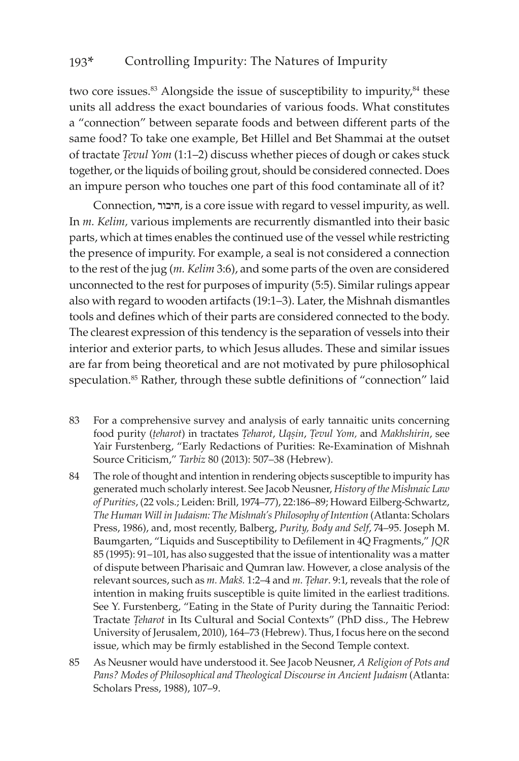two core issues.[83] Alongside the issue of susceptibility to impurity,[84] these units all address the exact boundaries of various foods. What constitutes a "connection" between separate foods and between different parts of the same food? To take one example, Bet Hillel and Bet Shammai at the outset of tractate *Ṭevul Yom* (1:1–2) discuss whether pieces of dough or cakes stuck together, or the liquids of boiling grout, should be considered connected. Does an impure person who touches one part of this food contaminate all of it?

Connection, חיבור, is a core issue with regard to vessel impurity, as well. In *m. Kelim,* various implements are recurrently dismantled into their basic parts, which at times enables the continued use of the vessel while restricting the presence of impurity. For example, a seal is not considered a connection to the rest of the jug (*m. Kelim* 3:6), and some parts of the oven are considered unconnected to the rest for purposes of impurity (5:5). Similar rulings appear also with regard to wooden artifacts (19:1–3). Later, the Mishnah dismantles tools and defines which of their parts are considered connected to the body. The clearest expression of this tendency is the separation of vessels into their interior and exterior parts, to which Jesus alludes. These and similar issues are far from being theoretical and are not motivated by pure philosophical speculation.[85] Rather, through these subtle definitions of "connection" laid

83 For a comprehensive survey and analysis of early tannaitic units concerning food purity (*ṭeharot*) in tractates *Ṭeharot*, *Uqṣin*, *Ṭevul Yom,* and *Makhshirin*, see Yair Furstenberg, "Early Redactions of Purities: Re-Examination of Mishnah Source Criticism," *Tarbiz* 80 (2013): 507–38 (Hebrew).

84 The role of thought and intention in rendering objects susceptible to impurity has generated much scholarly interest. See Jacob Neusner, *History of the Mishnaic Law of Purities*, (22 vols.; Leiden: Brill, 1974–77), 22:186–89; Howard Eilberg-Schwartz, *The Human Will in Judaism: The Mishnah's Philosophy of Intention* (Atlanta: Scholars Press, 1986), and, most recently, Balberg, *Purity, Body and Self*, 74–95. Joseph M. Baumgarten, "Liquids and Susceptibility to Defilement in 4Q Fragments," *JQR* 85 (1995): 91–101, has also suggested that the issue of intentionality was a matter of dispute between Pharisaic and Qumran law. However, a close analysis of the relevant sources, such as *m. Makš.* 1:2–4 and *m. Ṭehar.* 9:1, reveals that the role of intention in making fruits susceptible is quite limited in the earliest traditions. See Y. Furstenberg, "Eating in the State of Purity during the Tannaitic Period: Tractate *Ṭeharot* in Its Cultural and Social Contexts" (PhD diss., The Hebrew University of Jerusalem, 2010), 164–73 (Hebrew). Thus, I focus here on the second issue, which may be firmly established in the Second Temple context.

85 As Neusner would have understood it. See Jacob Neusner, *A Religion of Pots and Pans? Modes of Philosophical and Theological Discourse in Ancient Judaism* (Atlanta: Scholars Press, 1988), 107–9.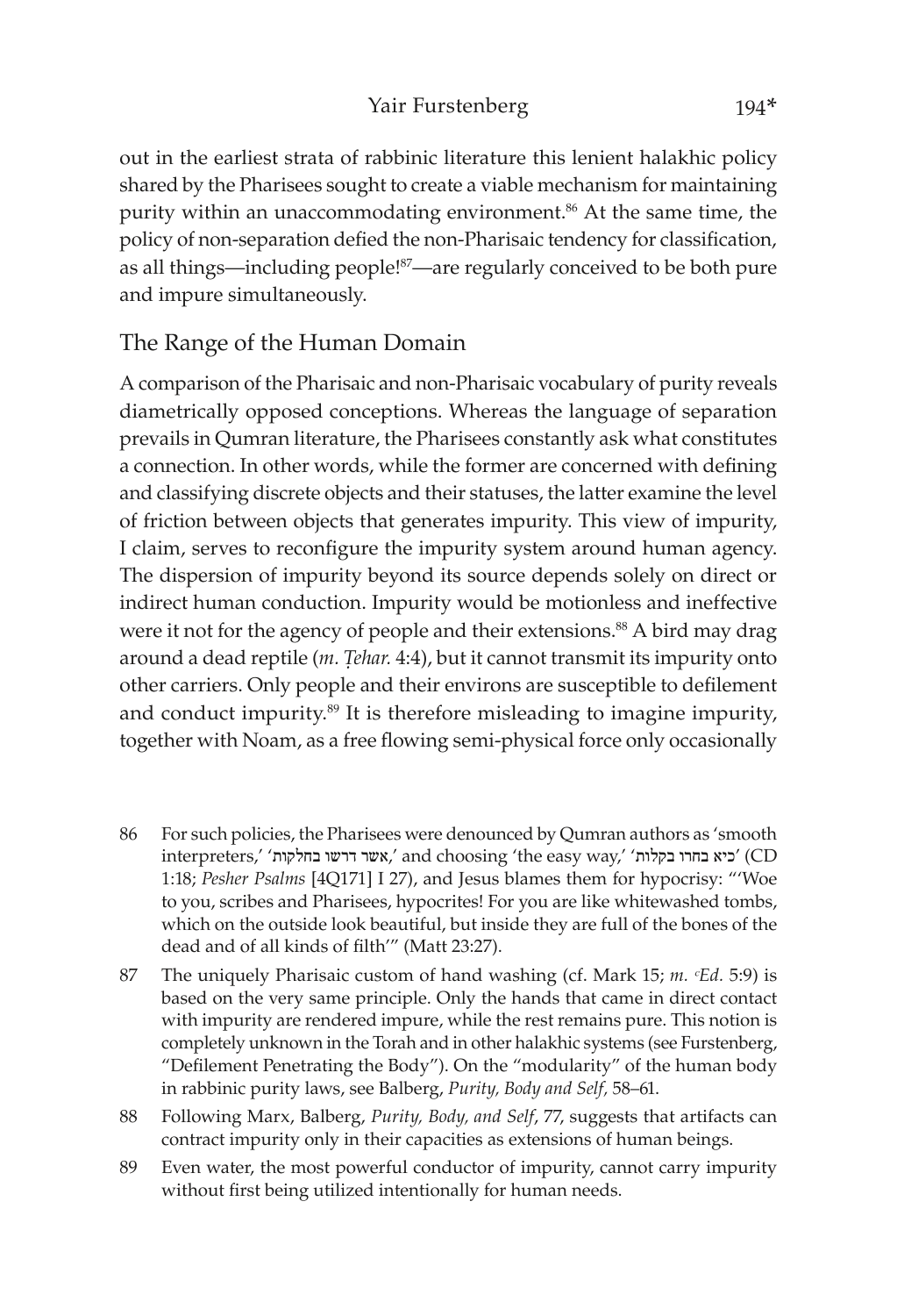out in the earliest strata of rabbinic literature this lenient halakhic policy shared by the Pharisees sought to create a viable mechanism for maintaining purity within an unaccommodating environment.[86] At the same time, the policy of non-separation defied the non-Pharisaic tendency for classification, as all things—including people![87]—are regularly conceived to be both pure and impure simultaneously.

## The Range of the Human Domain

A comparison of the Pharisaic and non-Pharisaic vocabulary of purity reveals diametrically opposed conceptions. Whereas the language of separation prevails in Qumran literature, the Pharisees constantly ask what constitutes a connection. In other words, while the former are concerned with defining and classifying discrete objects and their statuses, the latter examine the level of friction between objects that generates impurity. This view of impurity, I claim, serves to reconfigure the impurity system around human agency. The dispersion of impurity beyond its source depends solely on direct or indirect human conduction. Impurity would be motionless and ineffective were it not for the agency of people and their extensions.[88] A bird may drag around a dead reptile (*m. Ṭehar.* 4:4), but it cannot transmit its impurity onto other carriers. Only people and their environs are susceptible to defilement and conduct impurity.[89] It is therefore misleading to imagine impurity, together with Noam, as a free flowing semi-physical force only occasionally

86 For such policies, the Pharisees were denounced by Qumran authors as 'smooth interpreters,' 'אשר דרשו בחלקות,' and choosing 'the easy way,' 'כיא בחרו בקלות' (CD 1:18; *Pesher Psalms* [4Q171] I 27), and Jesus blames them for hypocrisy: "'Woe to you, scribes and Pharisees, hypocrites! For you are like whitewashed tombs, which on the outside look beautiful, but inside they are full of the bones of the dead and of all kinds of filth'" (Matt 23:27).

87 The uniquely Pharisaic custom of hand washing (cf. Mark 15; *m. ʿEd.* 5:9) is based on the very same principle. Only the hands that came in direct contact with impurity are rendered impure, while the rest remains pure. This notion is completely unknown in the Torah and in other halakhic systems (see Furstenberg, "Defilement Penetrating the Body"). On the "modularity" of the human body in rabbinic purity laws, see Balberg, *Purity, Body and Self*, 58–61.

88 Following Marx, Balberg, *Purity, Body, and Self*, 77, suggests that artifacts can contract impurity only in their capacities as extensions of human beings.

89 Even water, the most powerful conductor of impurity, cannot carry impurity without first being utilized intentionally for human needs.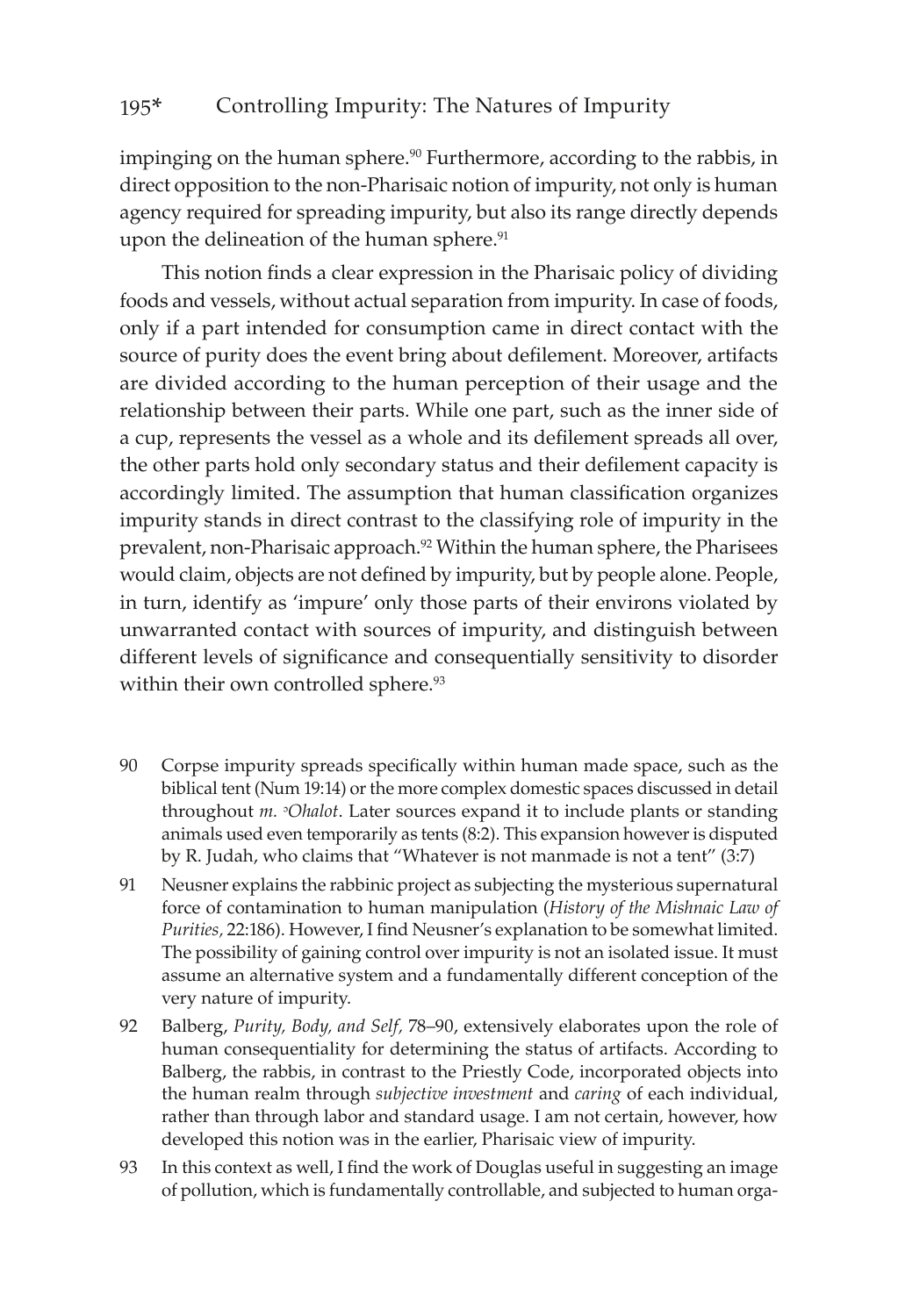impinging on the human sphere.[90] Furthermore, according to the rabbis, in direct opposition to the non-Pharisaic notion of impurity, not only is human agency required for spreading impurity, but also its range directly depends upon the delineation of the human sphere.[91]

This notion finds a clear expression in the Pharisaic policy of dividing foods and vessels, without actual separation from impurity. In case of foods, only if a part intended for consumption came in direct contact with the source of purity does the event bring about defilement. Moreover, artifacts are divided according to the human perception of their usage and the relationship between their parts. While one part, such as the inner side of a cup, represents the vessel as a whole and its defilement spreads all over, the other parts hold only secondary status and their defilement capacity is accordingly limited. The assumption that human classification organizes impurity stands in direct contrast to the classifying role of impurity in the prevalent, non-Pharisaic approach.[92] Within the human sphere, the Pharisees would claim, objects are not defined by impurity, but by people alone. People, in turn, identify as 'impure' only those parts of their environs violated by unwarranted contact with sources of impurity, and distinguish between different levels of significance and consequentially sensitivity to disorder within their own controlled sphere.[93]

90 Corpse impurity spreads specifically within human made space, such as the biblical tent (Num 19:14) or the more complex domestic spaces discussed in detail throughout *m. ᵓOhalot*. Later sources expand it to include plants or standing animals used even temporarily as tents (8:2). This expansion however is disputed by R. Judah, who claims that "Whatever is not manmade is not a tent" (3:7)

91 Neusner explains the rabbinic project as subjecting the mysterious supernatural force of contamination to human manipulation (*History of the Mishnaic Law of Purities,* 22:186). However, I find Neusner's explanation to be somewhat limited. The possibility of gaining control over impurity is not an isolated issue. It must assume an alternative system and a fundamentally different conception of the very nature of impurity.

92 Balberg, *Purity, Body, and Self,* 78–90, extensively elaborates upon the role of human consequentiality for determining the status of artifacts. According to Balberg, the rabbis, in contrast to the Priestly Code, incorporated objects into the human realm through *subjective investment* and *caring* of each individual, rather than through labor and standard usage. I am not certain, however, how developed this notion was in the earlier, Pharisaic view of impurity.

93 In this context as well, I find the work of Douglas useful in suggesting an image of pollution, which is fundamentally controllable, and subjected to human orga-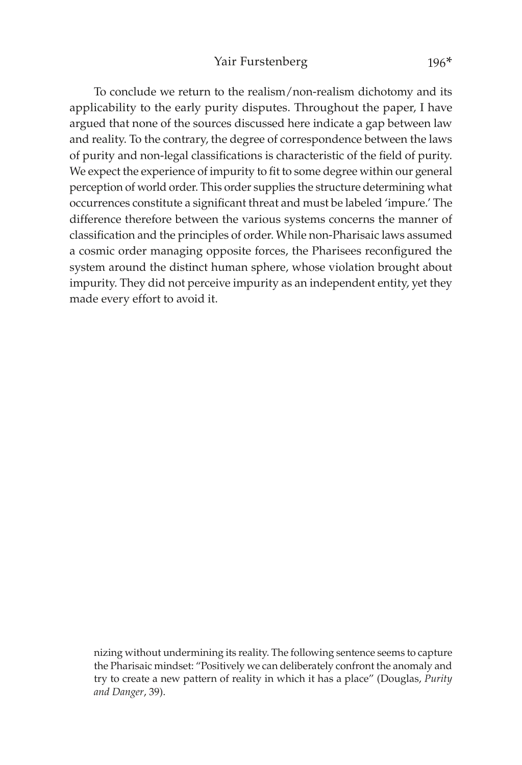To conclude we return to the realism/non-realism dichotomy and its applicability to the early purity disputes. Throughout the paper, I have argued that none of the sources discussed here indicate a gap between law and reality. To the contrary, the degree of correspondence between the laws of purity and non-legal classifications is characteristic of the field of purity. We expect the experience of impurity to fit to some degree within our general perception of world order. This order supplies the structure determining what occurrences constitute a significant threat and must be labeled 'impure.' The difference therefore between the various systems concerns the manner of classification and the principles of order. While non-Pharisaic laws assumed a cosmic order managing opposite forces, the Pharisees reconfigured the system around the distinct human sphere, whose violation brought about impurity. They did not perceive impurity as an independent entity, yet they made every effort to avoid it.

nizing without undermining its reality. The following sentence seems to capture the Pharisaic mindset: "Positively we can deliberately confront the anomaly and try to create a new pattern of reality in which it has a place" (Douglas, *Purity and Danger*, 39).